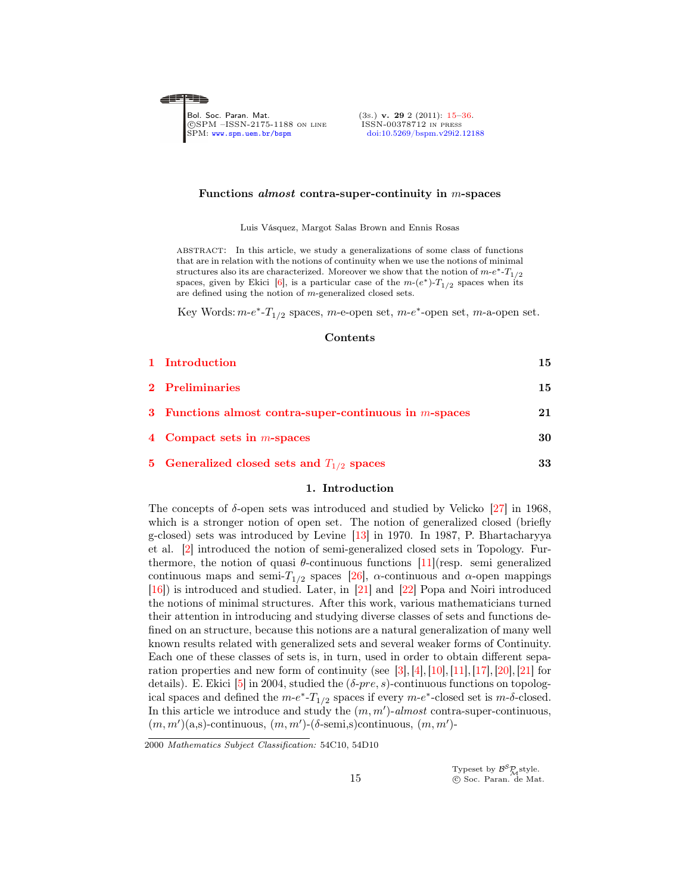# Functions *almost* contra-super-continuity in $m$-spaces

Luis Vásquez, Margot Salas Brown and Ennis Rosas

ABSTRACT: In this article, we study a generalizations of some class of functions that are in relation with the notions of continuity when we use the notions of minimal structures also its are characterized. Moreover we show that the notion of $m$-$e^*$-$T_{1/2}$ spaces, given by Ekici [6], is a particular case of the $m$-$(e^*)$-$T_{1/2}$ spaces when its are defined using the notion of $m$-generalized closed sets.

Key Words: $m$-$e^*$-$T_{1/2}$ spaces, $m$-e-open set, $m$-$e^*$-open set, $m$-a-open set.

## Contents

| | | |
|---|---|---|
| 1 | Introduction | 15 |
| 2 | Preliminaries | 15 |
| 3 | Functions almost contra-super-continuous in $m$-spaces | 21 |
| 4 | Compact sets in $m$-spaces | 30 |
| 5 | Generalized closed sets and $T_{1/2}$ spaces | 33 |

## 1. Introduction

The concepts of $\delta$-open sets was introduced and studied by Velicko [27] in 1968, which is a stronger notion of open set. The notion of generalized closed (briefly g-closed) sets was introduced by Levine [13] in 1970. In 1987, P. Bhartacharyya et al. [2] introduced the notion of semi-generalized closed sets in Topology. Furthermore, the notion of quasi $\theta$-continuous functions [11](resp. semi generalized continuous maps and semi-$T_{1/2}$ spaces [26], $\alpha$-continuous and $\alpha$-open mappings [16]) is introduced and studied. Later, in [21] and [22] Popa and Noiri introduced the notions of minimal structures. After this work, various mathematicians turned their attention in introducing and studying diverse classes of sets and functions defined on an structure, because this notions are a natural generalization of many well known results related with generalized sets and several weaker forms of Continuity. Each one of these classes of sets is, in turn, used in order to obtain different separation properties and new form of continuity (see [3], [4], [10], [11], [17], [20], [21] for details). E. Ekici [5] in 2004, studied the $(\delta\text{-}pre, s)$-continuous functions on topological spaces and defined the $m$-$e^*$-$T_{1/2}$ spaces if every $m$-$e^*$-closed set is $m$-$\delta$-closed. In this article we introduce and study the $(m, m')$-*almost* contra-super-continuous, $(m, m')$(a,s)-continuous, $(m, m')$-($\delta$-semi,s)continuous, $(m, m')$-

2000 *Mathematics Subject Classification:* 54C10, 54D10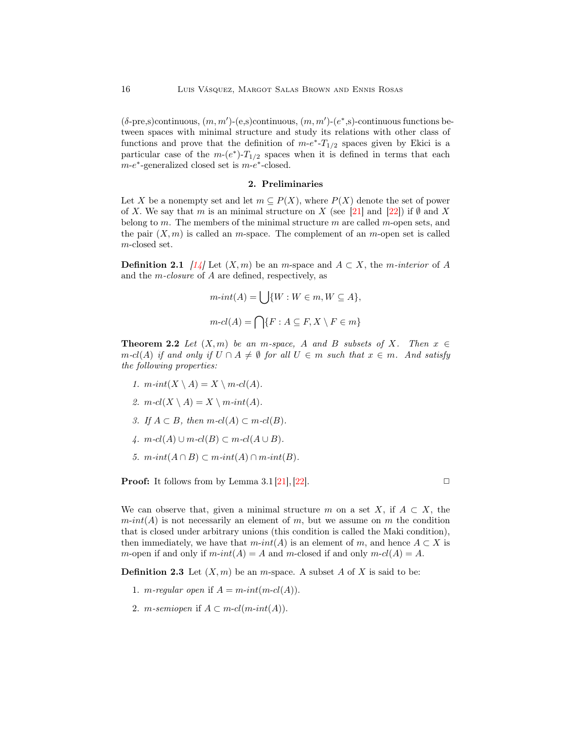($\delta$-pre,s)continuous, $(m, m')$-(e,s)continuous, $(m, m')$-($e^*$,s)-continuous functions between spaces with minimal structure and study its relations with other class of functions and prove that the definition of $m$-$e^*$-$T_{1/2}$ spaces given by Ekici is a particular case of the $m$-($e^*$)-$T_{1/2}$ spaces when it is defined in terms that each $m$-$e^*$-generalized closed set is $m$-$e^*$-closed.

## 2. Preliminaries

Let $X$ be a nonempty set and let $m \subseteq P(X)$, where $P(X)$ denote the set of power of $X$. We say that $m$ is an minimal structure on $X$ (see [21] and [22]) if $\emptyset$ and $X$ belong to $m$. The members of the minimal structure $m$ are called $m$-open sets, and the pair $(X, m)$ is called an $m$-space. The complement of an $m$-open set is called $m$-closed set.

**Definition 2.1** *[14]* Let $(X, m)$ be an $m$-space and $A \subset X$, the *$m$-interior* of $A$ and the *$m$-closure* of $A$ are defined, respectively, as

$$m\text{-}int(A) = \bigcup\{W : W \in m, W \subseteq A\},$$

$$m\text{-}cl(A) = \bigcap\{F : A \subseteq F, X \setminus F \in m\}$$

**Theorem 2.2** *Let $(X, m)$ be an $m$-space, $A$ and $B$ subsets of $X$. Then $x \in m\text{-}cl(A)$ if and only if $U \cap A \neq \emptyset$ for all $U \in m$ such that $x \in m$. And satisfy the following properties:*

1. *$m\text{-}int(X \setminus A) = X \setminus m\text{-}cl(A)$.*
2. *$m\text{-}cl(X \setminus A) = X \setminus m\text{-}int(A)$.*
3. *If $A \subset B$, then $m\text{-}cl(A) \subset m\text{-}cl(B)$.*
4. *$m\text{-}cl(A) \cup m\text{-}cl(B) \subset m\text{-}cl(A \cup B)$.*
5. *$m\text{-}int(A \cap B) \subset m\text{-}int(A) \cap m\text{-}int(B)$.*

**Proof:** It follows from by Lemma 3.1 [21], [22]. □

We can observe that, given a minimal structure $m$ on a set $X$, if $A \subset X$, the $m\text{-}int(A)$ is not necessarily an element of $m$, but we assume on $m$ the condition that is closed under arbitrary unions (this condition is called the Maki condition), then immediately, we have that $m\text{-}int(A)$ is an element of $m$, and hence $A \subset X$ is $m$-open if and only if $m\text{-}int(A) = A$ and $m$-closed if and only $m\text{-}cl(A) = A$.

**Definition 2.3** Let $(X, m)$ be an $m$-space. A subset $A$ of $X$ is said to be:

1. *$m$-regular open* if $A = m\text{-}int(m\text{-}cl(A))$.
2. *$m$-semiopen* if $A \subset m\text{-}cl(m\text{-}int(A))$.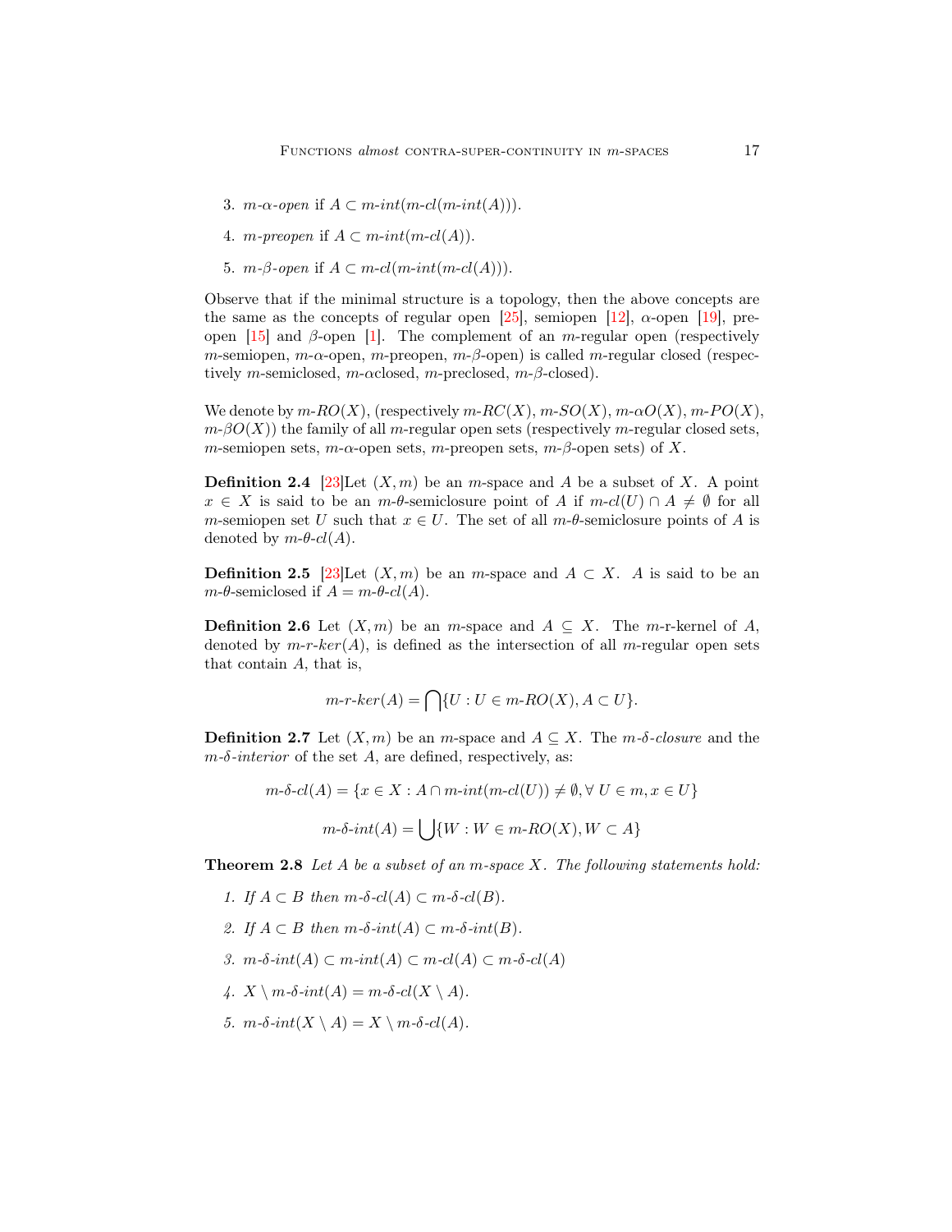3. *$m$-$\alpha$-open* if $A \subset m\text{-}int(m\text{-}cl(m\text{-}int(A)))$.

4. *$m$-preopen* if $A \subset m\text{-}int(m\text{-}cl(A))$.

5. *$m$-$\beta$-open* if $A \subset m\text{-}cl(m\text{-}int(m\text{-}cl(A)))$.

Observe that if the minimal structure is a topology, then the above concepts are the same as the concepts of regular open [25], semiopen [12], $\alpha$-open [19], preopen [15] and $\beta$-open [1]. The complement of an $m$-regular open (respectively $m$-semiopen, $m$-$\alpha$-open, $m$-preopen, $m$-$\beta$-open) is called $m$-regular closed (respectively $m$-semiclosed, $m$-$\alpha$closed, $m$-preclosed, $m$-$\beta$-closed).

We denote by $m\text{-}RO(X)$, (respectively $m\text{-}RC(X)$, $m\text{-}SO(X)$, $m\text{-}\alpha O(X)$, $m\text{-}PO(X)$, $m\text{-}\beta O(X)$) the family of all $m$-regular open sets (respectively $m$-regular closed sets, $m$-semiopen sets, $m$-$\alpha$-open sets, $m$-preopen sets, $m$-$\beta$-open sets) of $X$.

**Definition 2.4** [23]Let $(X, m)$ be an $m$-space and $A$ be a subset of $X$. A point $x \in X$ is said to be an $m$-$\theta$-semiclosure point of $A$ if $m\text{-}cl(U) \cap A \neq \emptyset$ for all $m$-semiopen set $U$ such that $x \in U$. The set of all $m$-$\theta$-semiclosure points of $A$ is denoted by $m\text{-}\theta\text{-}cl(A)$.

**Definition 2.5** [23]Let $(X, m)$ be an $m$-space and $A \subset X$. $A$ is said to be an $m$-$\theta$-semiclosed if $A = m\text{-}\theta\text{-}cl(A)$.

**Definition 2.6** Let $(X, m)$ be an $m$-space and $A \subseteq X$. The $m$-r-kernel of $A$, denoted by $m\text{-}r\text{-}ker(A)$, is defined as the intersection of all $m$-regular open sets that contain $A$, that is,

$$m\text{-}r\text{-}ker(A) = \bigcap\{U : U \in m\text{-}RO(X), A \subset U\}.$$

**Definition 2.7** Let $(X, m)$ be an $m$-space and $A \subseteq X$. The *$m$-$\delta$-closure* and the *$m$-$\delta$-interior* of the set $A$, are defined, respectively, as:

$$m\text{-}\delta\text{-}cl(A) = \{x \in X : A \cap m\text{-}int(m\text{-}cl(U)) \neq \emptyset, \forall\ U \in m, x \in U\}$$

$$m\text{-}\delta\text{-}int(A) = \bigcup\{W : W \in m\text{-}RO(X), W \subset A\}$$

**Theorem 2.8** *Let $A$ be a subset of an $m$-space $X$. The following statements hold:*

1. *If $A \subset B$ then $m\text{-}\delta\text{-}cl(A) \subset m\text{-}\delta\text{-}cl(B)$.*

2. *If $A \subset B$ then $m\text{-}\delta\text{-}int(A) \subset m\text{-}\delta\text{-}int(B)$.*

3. *$m\text{-}\delta\text{-}int(A) \subset m\text{-}int(A) \subset m\text{-}cl(A) \subset m\text{-}\delta\text{-}cl(A)$*

4. *$X \setminus m\text{-}\delta\text{-}int(A) = m\text{-}\delta\text{-}cl(X \setminus A)$.*

5. *$m\text{-}\delta\text{-}int(X \setminus A) = X \setminus m\text{-}\delta\text{-}cl(A)$.*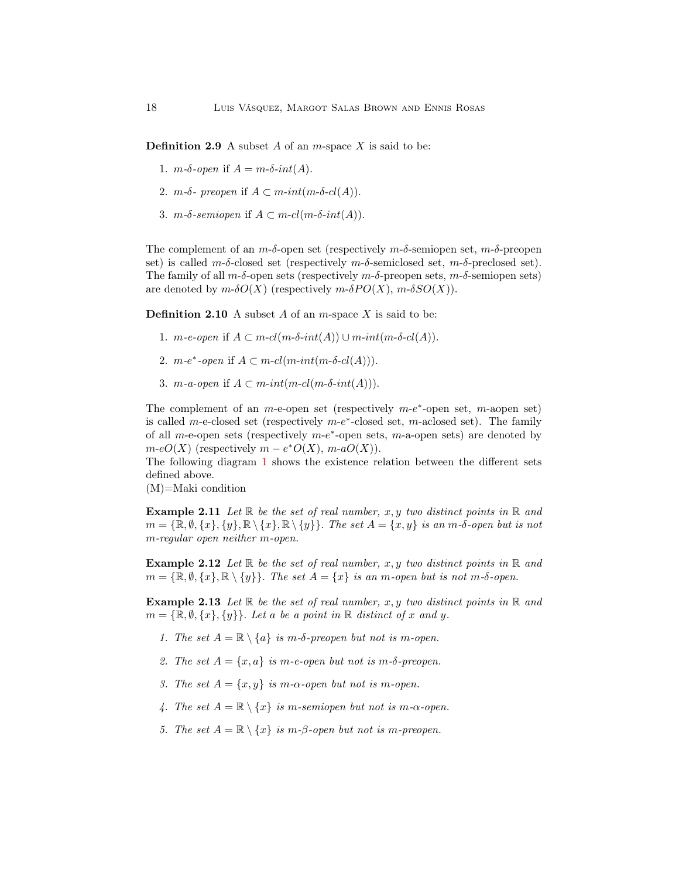**Definition 2.9** A subset $A$ of an $m$-space $X$ is said to be:

1. *$m$-$\delta$-open* if $A = m\text{-}\delta\text{-}int(A)$.
2. *$m$-$\delta$- preopen* if $A \subset m\text{-}int(m\text{-}\delta\text{-}cl(A))$.
3. *$m$-$\delta$-semiopen* if $A \subset m\text{-}cl(m\text{-}\delta\text{-}int(A))$.

The complement of an $m$-$\delta$-open set (respectively $m$-$\delta$-semiopen set, $m$-$\delta$-preopen set) is called $m$-$\delta$-closed set (respectively $m$-$\delta$-semiclosed set, $m$-$\delta$-preclosed set). The family of all $m$-$\delta$-open sets (respectively $m$-$\delta$-preopen sets, $m$-$\delta$-semiopen sets) are denoted by $m\text{-}\delta O(X)$ (respectively $m\text{-}\delta PO(X)$, $m\text{-}\delta SO(X)$).

**Definition 2.10** A subset $A$ of an $m$-space $X$ is said to be:

1. *$m$-e-open* if $A \subset m\text{-}cl(m\text{-}\delta\text{-}int(A)) \cup m\text{-}int(m\text{-}\delta\text{-}cl(A))$.
2. *$m$-$e^*$-open* if $A \subset m\text{-}cl(m\text{-}int(m\text{-}\delta\text{-}cl(A)))$.
3. *$m$-a-open* if $A \subset m\text{-}int(m\text{-}cl(m\text{-}\delta\text{-}int(A)))$.

The complement of an $m$-e-open set (respectively $m$-$e^*$-open set, $m$-aopen set) is called $m$-e-closed set (respectively $m$-$e^*$-closed set, $m$-aclosed set). The family of all $m$-e-open sets (respectively $m$-$e^*$-open sets, $m$-a-open sets) are denoted by $m\text{-}eO(X)$ (respectively $m - e^*O(X)$, $m\text{-}aO(X)$).
The following diagram 1 shows the existence relation between the different sets defined above.
(M)=Maki condition

**Example 2.11** *Let $\mathbb{R}$ be the set of real number, $x, y$ two distinct points in $\mathbb{R}$ and $m = \{\mathbb{R}, \emptyset, \{x\}, \{y\}, \mathbb{R} \setminus \{x\}, \mathbb{R} \setminus \{y\}\}$. The set $A = \{x, y\}$ is an $m$-$\delta$-open but is not $m$-regular open neither $m$-open.*

**Example 2.12** *Let $\mathbb{R}$ be the set of real number, $x, y$ two distinct points in $\mathbb{R}$ and $m = \{\mathbb{R}, \emptyset, \{x\}, \mathbb{R} \setminus \{y\}\}$. The set $A = \{x\}$ is an $m$-open but is not $m$-$\delta$-open.*

**Example 2.13** *Let $\mathbb{R}$ be the set of real number, $x, y$ two distinct points in $\mathbb{R}$ and $m = \{\mathbb{R}, \emptyset, \{x\}, \{y\}\}$. Let $a$ be a point in $\mathbb{R}$ distinct of $x$ and $y$.*

1. *The set $A = \mathbb{R} \setminus \{a\}$ is $m$-$\delta$-preopen but not is $m$-open.*
2. *The set $A = \{x, a\}$ is $m$-e-open but not is $m$-$\delta$-preopen.*
3. *The set $A = \{x, y\}$ is $m$-$\alpha$-open but not is $m$-open.*
4. *The set $A = \mathbb{R} \setminus \{x\}$ is $m$-semiopen but not is $m$-$\alpha$-open.*
5. *The set $A = \mathbb{R} \setminus \{x\}$ is $m$-$\beta$-open but not is $m$-preopen.*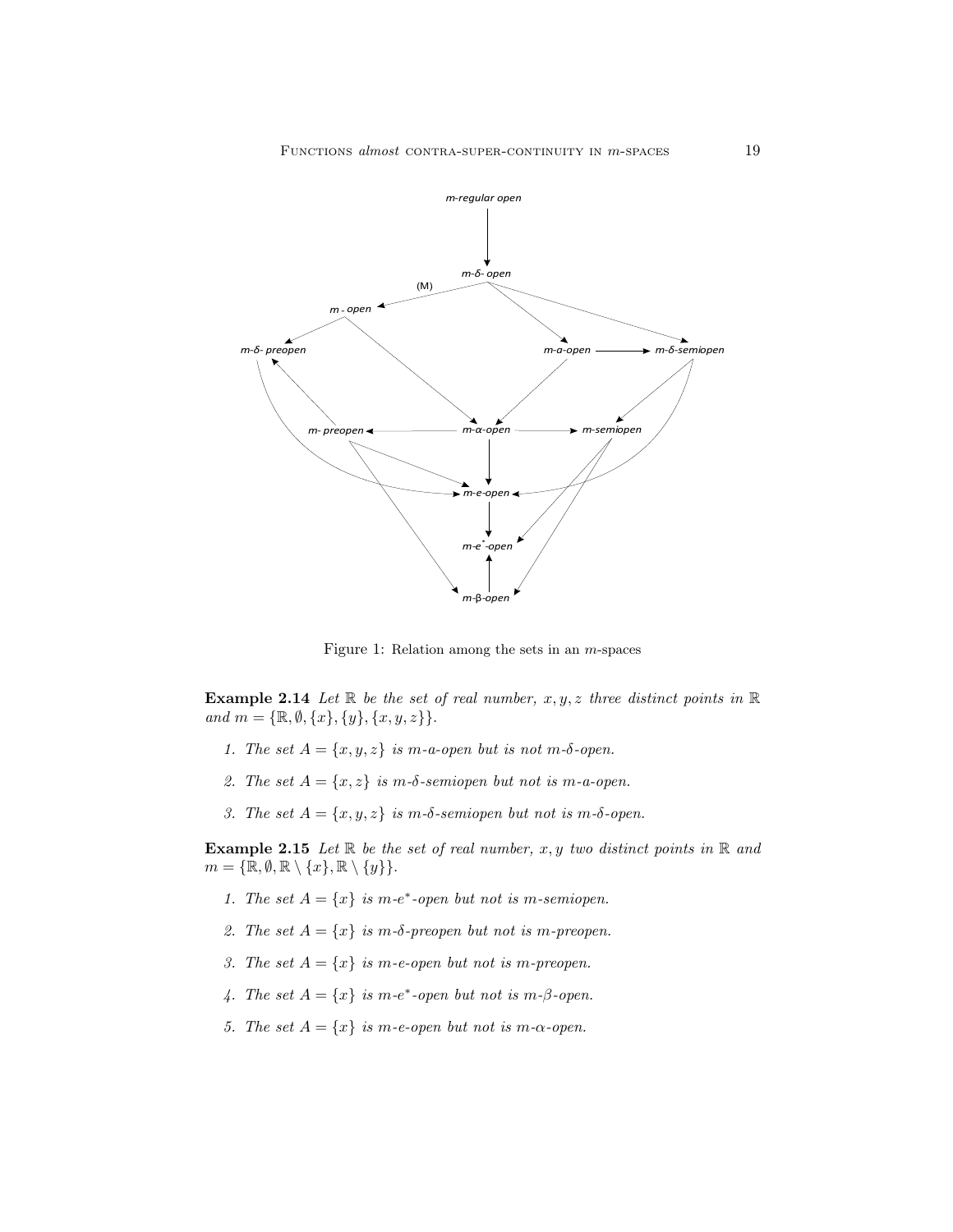Figure 1: Relation among the sets in an $m$-spaces

**Example 2.14** *Let $\mathbb{R}$ be the set of real number, $x, y, z$ three distinct points in $\mathbb{R}$ and $m = \{\mathbb{R}, \emptyset, \{x\}, \{y\}, \{x, y, z\}\}$.*

1. *The set $A = \{x, y, z\}$ is m-a-open but is not m-$\delta$-open.*
2. *The set $A = \{x, z\}$ is m-$\delta$-semiopen but not is m-a-open.*
3. *The set $A = \{x, y, z\}$ is m-$\delta$-semiopen but not is m-$\delta$-open.*

**Example 2.15** *Let $\mathbb{R}$ be the set of real number, $x, y$ two distinct points in $\mathbb{R}$ and $m = \{\mathbb{R}, \emptyset, \mathbb{R} \setminus \{x\}, \mathbb{R} \setminus \{y\}\}$.*

1. *The set $A = \{x\}$ is m-$e^*$-open but not is m-semiopen.*
2. *The set $A = \{x\}$ is m-$\delta$-preopen but not is m-preopen.*
3. *The set $A = \{x\}$ is m-e-open but not is m-preopen.*
4. *The set $A = \{x\}$ is m-$e^*$-open but not is m-$\beta$-open.*
5. *The set $A = \{x\}$ is m-e-open but not is m-$\alpha$-open.*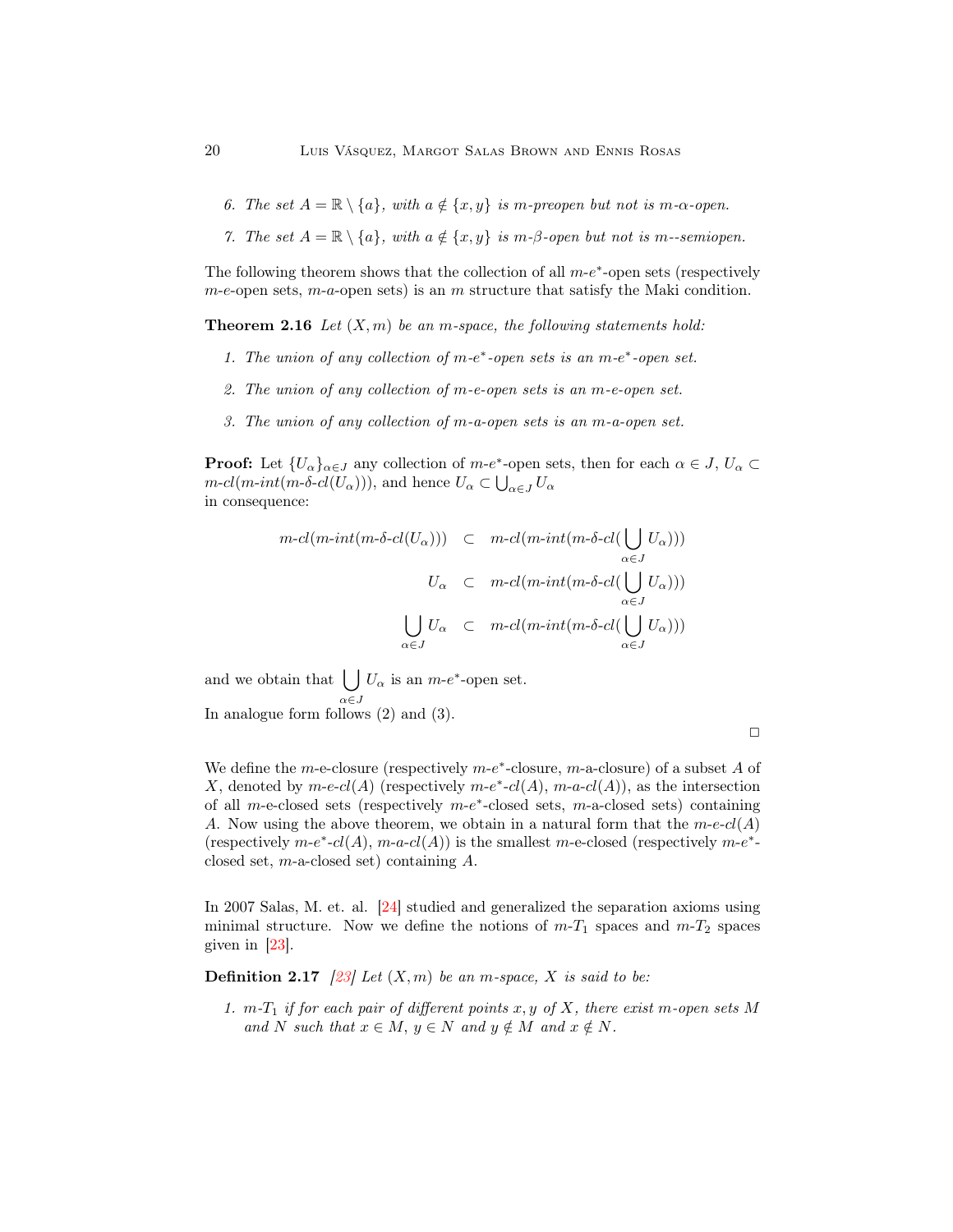6. *The set $A = \mathbb{R} \setminus \{a\}$, with $a \notin \{x, y\}$ is m-preopen but not is m-$\alpha$-open.*

7. *The set $A = \mathbb{R} \setminus \{a\}$, with $a \notin \{x, y\}$ is m-$\beta$-open but not is m--semiopen.*

The following theorem shows that the collection of all $m$-$e^*$-open sets (respectively $m$-$e$-open sets, $m$-$a$-open sets) is an $m$ structure that satisfy the Maki condition.

**Theorem 2.16** *Let $(X, m)$ be an m-space, the following statements hold:*

1. *The union of any collection of m-$e^*$-open sets is an m-$e^*$-open set.*
2. *The union of any collection of m-e-open sets is an m-e-open set.*
3. *The union of any collection of m-a-open sets is an m-a-open set.*

**Proof:** Let $\{U_\alpha\}_{\alpha \in J}$ any collection of $m$-$e^*$-open sets, then for each $\alpha \in J$, $U_\alpha \subset m\text{-}cl(m\text{-}int(m\text{-}\delta\text{-}cl(U_\alpha)))$, and hence $U_\alpha \subset \bigcup_{\alpha \in J} U_\alpha$ in consequence:

$$
\begin{aligned}
m\text{-}cl(m\text{-}int(m\text{-}\delta\text{-}cl(U_\alpha))) &\subset m\text{-}cl(m\text{-}int(m\text{-}\delta\text{-}cl(\bigcup_{\alpha \in J} U_\alpha))) \\
U_\alpha &\subset m\text{-}cl(m\text{-}int(m\text{-}\delta\text{-}cl(\bigcup_{\alpha \in J} U_\alpha))) \\
\bigcup_{\alpha \in J} U_\alpha &\subset m\text{-}cl(m\text{-}int(m\text{-}\delta\text{-}cl(\bigcup_{\alpha \in J} U_\alpha)))
\end{aligned}
$$

and we obtain that $\bigcup_{\alpha \in J} U_\alpha$ is an $m$-$e^*$-open set.
In analogue form follows (2) and (3).

□

We define the $m$-e-closure (respectively $m$-$e^*$-closure, $m$-a-closure) of a subset $A$ of $X$, denoted by $m\text{-}e\text{-}cl(A)$ (respectively $m\text{-}e^*\text{-}cl(A)$, $m\text{-}a\text{-}cl(A)$), as the intersection of all $m$-e-closed sets (respectively $m$-$e^*$-closed sets, $m$-a-closed sets) containing $A$. Now using the above theorem, we obtain in a natural form that the $m\text{-}e\text{-}cl(A)$ (respectively $m\text{-}e^*\text{-}cl(A)$, $m\text{-}a\text{-}cl(A)$) is the smallest $m$-e-closed (respectively $m$-$e^*$-closed set, $m$-a-closed set) containing $A$.

In 2007 Salas, M. et. al. [24] studied and generalized the separation axioms using minimal structure. Now we define the notions of $m$-$T_1$ spaces and $m$-$T_2$ spaces given in [23].

**Definition 2.17** *[23] Let $(X, m)$ be an m-space, X is said to be:*

1. *m-$T_1$ if for each pair of different points $x, y$ of $X$, there exist m-open sets $M$ and $N$ such that $x \in M$, $y \in N$ and $y \notin M$ and $x \notin N$.*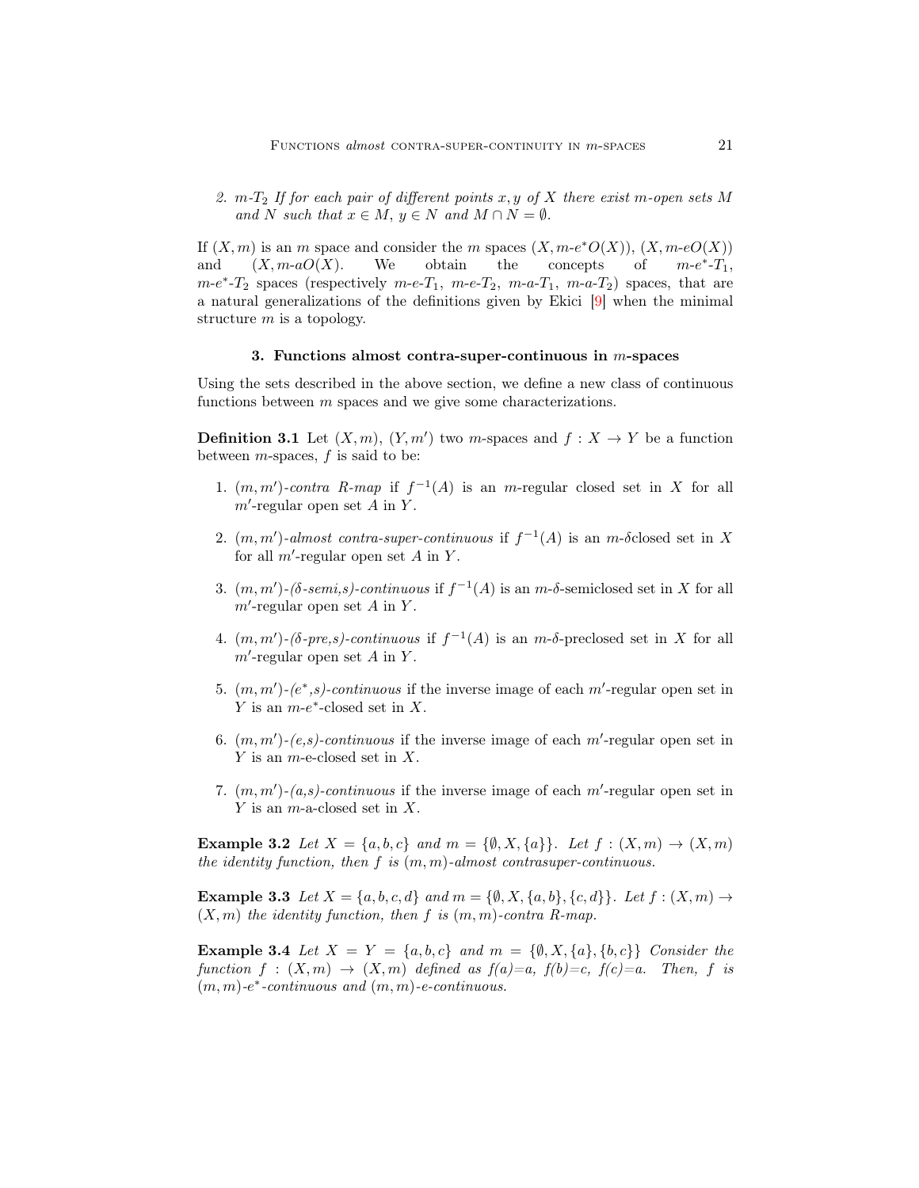2. *$m$-$T_2$ If for each pair of different points $x, y$ of $X$ there exist $m$-open sets $M$ and $N$ such that $x \in M$, $y \in N$ and $M \cap N = \emptyset$.*

If $(X, m)$ is an $m$ space and consider the $m$ spaces $(X, m\text{-}e^*O(X))$, $(X, m\text{-}eO(X))$ and $(X, m\text{-}aO(X)$. We obtain the concepts of $m$-$e^*$-$T_1$, $m$-$e^*$-$T_2$ spaces (respectively $m$-$e$-$T_1$, $m$-$e$-$T_2$, $m$-$a$-$T_1$, $m$-$a$-$T_2$) spaces, that are a natural generalizations of the definitions given by Ekici [9] when the minimal structure $m$ is a topology.

## 3. Functions almost contra-super-continuous in $m$-spaces

Using the sets described in the above section, we define a new class of continuous functions between $m$ spaces and we give some characterizations.

**Definition 3.1** Let $(X, m)$, $(Y, m')$ two $m$-spaces and $f : X \to Y$ be a function between $m$-spaces, $f$ is said to be:

1. $(m, m')$-*contra R-map* if $f^{-1}(A)$ is an $m$-regular closed set in $X$ for all $m'$-regular open set $A$ in $Y$.
2. $(m, m')$-*almost contra-super-continuous* if $f^{-1}(A)$ is an $m$-$\delta$closed set in $X$ for all $m'$-regular open set $A$ in $Y$.
3. $(m, m')$-*($\delta$-semi,s)-continuous* if $f^{-1}(A)$ is an $m$-$\delta$-semiclosed set in $X$ for all $m'$-regular open set $A$ in $Y$.
4. $(m, m')$-*($\delta$-pre,s)-continuous* if $f^{-1}(A)$ is an $m$-$\delta$-preclosed set in $X$ for all $m'$-regular open set $A$ in $Y$.
5. $(m, m')$-*($e^*$,s)-continuous* if the inverse image of each $m'$-regular open set in $Y$ is an $m$-$e^*$-closed set in $X$.
6. $(m, m')$-*(e,s)-continuous* if the inverse image of each $m'$-regular open set in $Y$ is an $m$-e-closed set in $X$.
7. $(m, m')$-*(a,s)-continuous* if the inverse image of each $m'$-regular open set in $Y$ is an $m$-a-closed set in $X$.

**Example 3.2** *Let $X = \{a, b, c\}$ and $m = \{\emptyset, X, \{a\}\}$. Let $f : (X, m) \to (X, m)$ the identity function, then $f$ is $(m, m)$-almost contrasuper-continuous.*

**Example 3.3** *Let $X = \{a, b, c, d\}$ and $m = \{\emptyset, X, \{a, b\}, \{c, d\}\}$. Let $f : (X, m) \to (X, m)$ the identity function, then $f$ is $(m, m)$-contra R-map.*

**Example 3.4** *Let $X = Y = \{a, b, c\}$ and $m = \{\emptyset, X, \{a\}, \{b, c\}\}$ Consider the function $f : (X, m) \to (X, m)$ defined as f(a)=a, f(b)=c, f(c)=a. Then, $f$ is $(m, m)$-$e^*$-continuous and $(m, m)$-e-continuous.*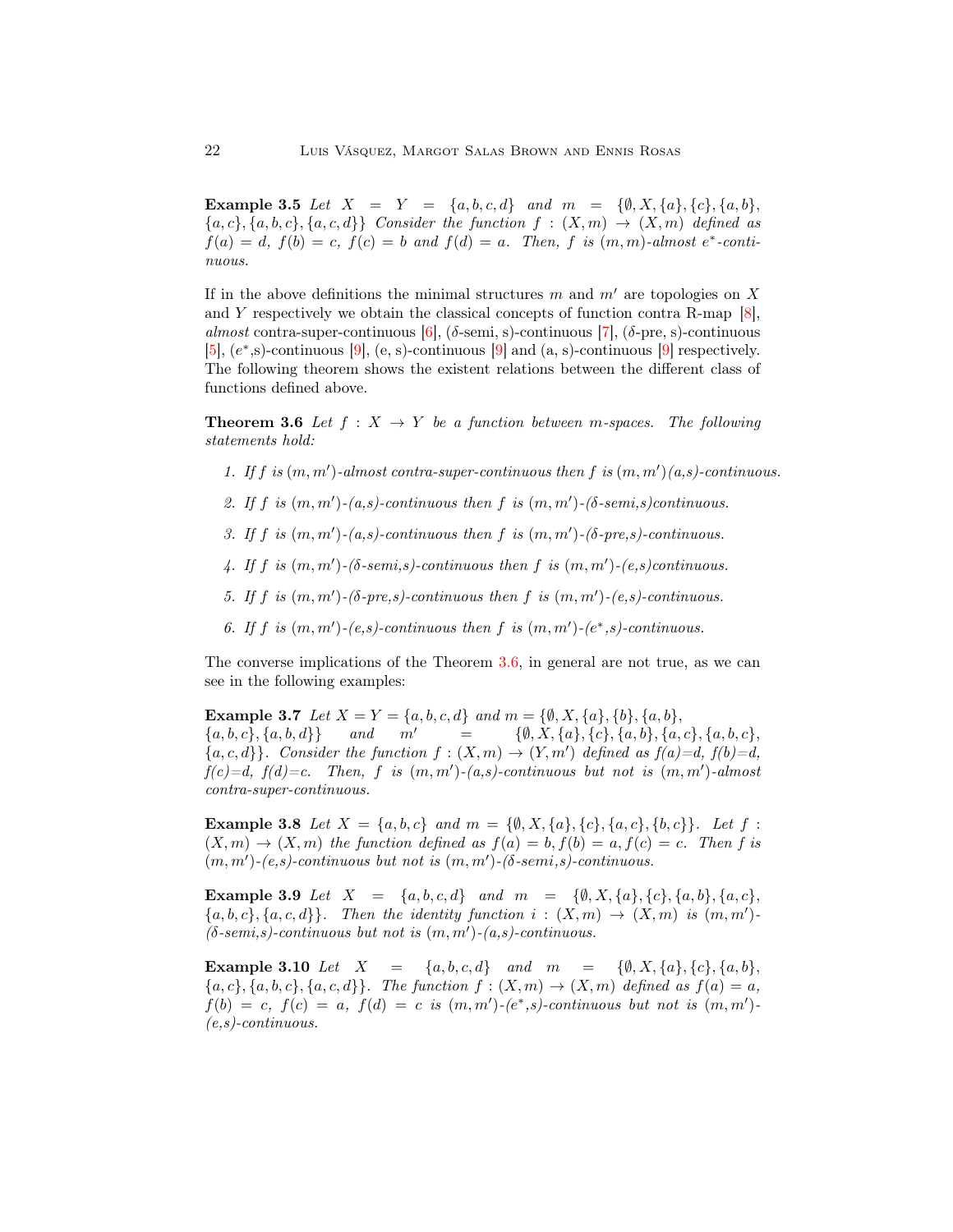**Example 3.5** *Let $X = Y = \{a, b, c, d\}$ and $m = \{\emptyset, X, \{a\}, \{c\}, \{a, b\}, \{a, c\}, \{a, b, c\}, \{a, c, d\}\}$ Consider the function $f : (X, m) \to (X, m)$ defined as $f(a) = d$, $f(b) = c$, $f(c) = b$ and $f(d) = a$. Then, $f$ is $(m, m)$-almost $e^*$-continuous.*

If in the above definitions the minimal structures $m$ and $m'$ are topologies on $X$ and $Y$ respectively we obtain the classical concepts of function contra R-map [8], *almost* contra-super-continuous [6], ($\delta$-semi, s)-continuous [7], ($\delta$-pre, s)-continuous [5], ($e^*$,s)-continuous [9], (e, s)-continuous [9] and (a, s)-continuous [9] respectively. The following theorem shows the existent relations between the different class of functions defined above.

**Theorem 3.6** *Let $f : X \to Y$ be a function between m-spaces. The following statements hold:*

1. *If $f$ is $(m, m')$-almost contra-super-continuous then $f$ is $(m, m')$(a,s)-continuous.*
2. *If $f$ is $(m, m')$-(a,s)-continuous then $f$ is $(m, m')$-($\delta$-semi,s)continuous.*
3. *If $f$ is $(m, m')$-(a,s)-continuous then $f$ is $(m, m')$-($\delta$-pre,s)-continuous.*
4. *If $f$ is $(m, m')$-($\delta$-semi,s)-continuous then $f$ is $(m, m')$-(e,s)continuous.*
5. *If $f$ is $(m, m')$-($\delta$-pre,s)-continuous then $f$ is $(m, m')$-(e,s)-continuous.*
6. *If $f$ is $(m, m')$-(e,s)-continuous then $f$ is $(m, m')$-($e^*$,s)-continuous.*

The converse implications of the Theorem 3.6, in general are not true, as we can see in the following examples:

**Example 3.7** *Let $X = Y = \{a, b, c, d\}$ and $m = \{\emptyset, X, \{a\}, \{b\}, \{a, b\}, \{a, b, c\}, \{a, b, d\}\}$ and $m' = \{\emptyset, X, \{a\}, \{c\}, \{a, b\}, \{a, c\}, \{a, b, c\}, \{a, c, d\}\}$. Consider the function $f : (X, m) \to (Y, m')$ defined as $f(a)=d$, $f(b)=d$, $f(c)=d$, $f(d)=c$. Then, $f$ is $(m, m')$-(a,s)-continuous but not is $(m, m')$-almost contra-super-continuous.*

**Example 3.8** *Let $X = \{a, b, c\}$ and $m = \{\emptyset, X, \{a\}, \{c\}, \{a, c\}, \{b, c\}\}$. Let $f : (X, m) \to (X, m)$ the function defined as $f(a) = b, f(b) = a, f(c) = c$. Then $f$ is $(m, m')$-(e,s)-continuous but not is $(m, m')$-($\delta$-semi,s)-continuous.*

**Example 3.9** *Let $X = \{a, b, c, d\}$ and $m = \{\emptyset, X, \{a\}, \{c\}, \{a, b\}, \{a, c\}, \{a, b, c\}, \{a, c, d\}\}$. Then the identity function $i : (X, m) \to (X, m)$ is $(m, m')$-($\delta$-semi,s)-continuous but not is $(m, m')$-(a,s)-continuous.*

**Example 3.10** *Let $X = \{a, b, c, d\}$ and $m = \{\emptyset, X, \{a\}, \{c\}, \{a, b\}, \{a, c\}, \{a, b, c\}, \{a, c, d\}\}$. The function $f : (X, m) \to (X, m)$ defined as $f(a) = a$, $f(b) = c$, $f(c) = a$, $f(d) = c$ is $(m, m')$-($e^*$,s)-continuous but not is $(m, m')$-(e,s)-continuous.*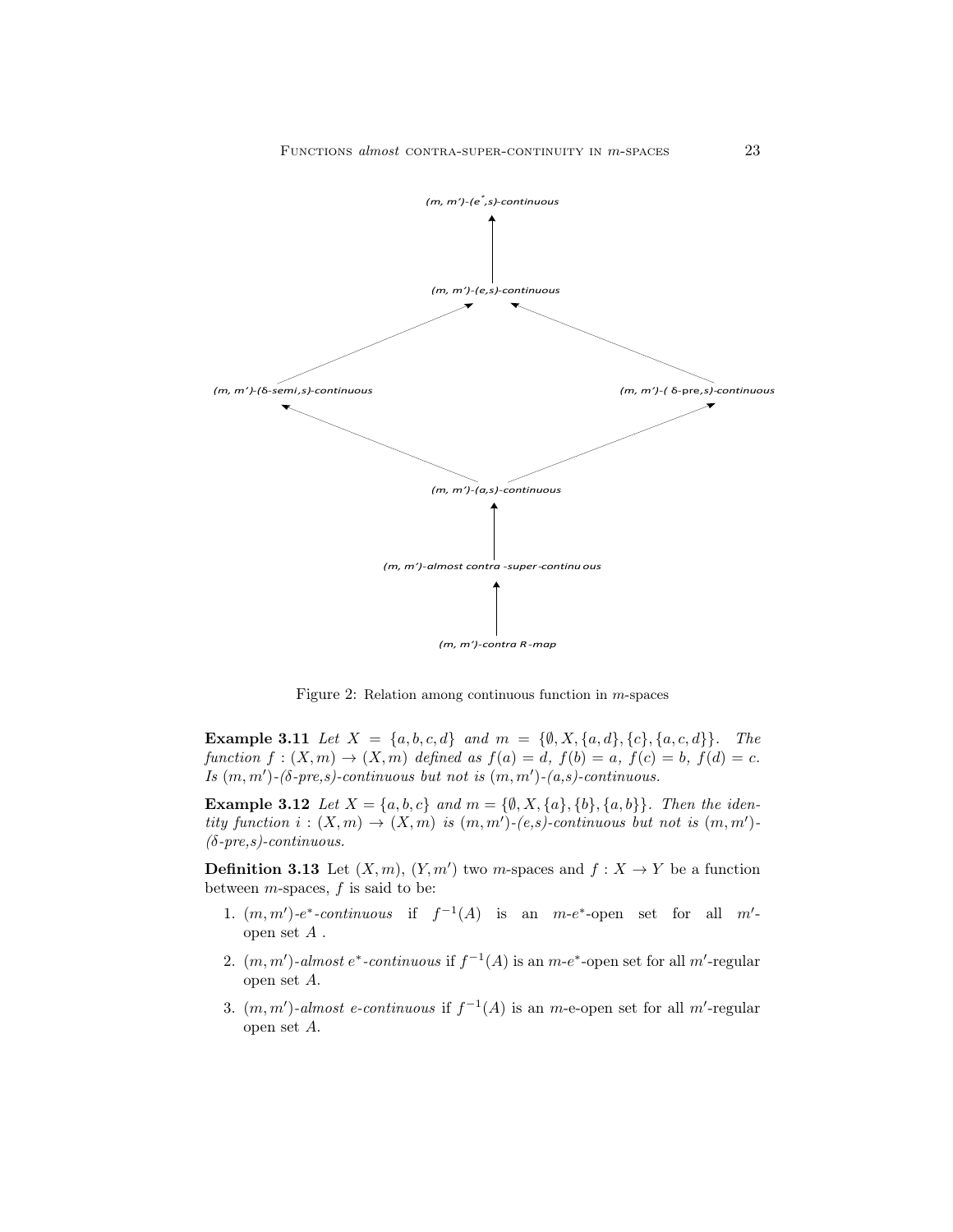(m, m′)-(e*,s)-continuous

↑

(m, m′)-(e,s)-continuous

↗ ↖

(m, m′)-(δ-semi,s)-continuous (m, m′)-(δ-pre,s)-continuous

↖ ↗

(m, m′)-(a,s)-continuous

↑

(m, m′)-almost contra-super-continuous

↑

(m, m′)-contra R-map

Figure 2: Relation among continuous function in $m$-spaces

**Example 3.11** *Let* $X = \{a, b, c, d\}$ *and* $m = \{\emptyset, X, \{a, d\}, \{c\}, \{a, c, d\}\}$. *The function* $f : (X, m) \to (X, m)$ *defined as* $f(a) = d$, $f(b) = a$, $f(c) = b$, $f(d) = c$. *Is* $(m, m')$*-(δ-pre,s)-continuous but not is* $(m, m')$*-(a,s)-continuous.*

**Example 3.12** *Let* $X = \{a, b, c\}$ *and* $m = \{\emptyset, X, \{a\}, \{b\}, \{a, b\}\}$. *Then the identity function* $i : (X, m) \to (X, m)$ *is* $(m, m')$*-(e,s)-continuous but not is* $(m, m')$*-(δ-pre,s)-continuous.*

**Definition 3.13** Let $(X, m)$, $(Y, m')$ two $m$-spaces and $f : X \to Y$ be a function between $m$-spaces, $f$ is said to be:

1. $(m, m')$-$e^*$*-continuous* if $f^{-1}(A)$ is an $m$-$e^*$-open set for all $m'$-open set $A$ .
2. $(m, m')$*-almost* $e^*$*-continuous* if $f^{-1}(A)$ is an $m$-$e^*$-open set for all $m'$-regular open set $A$.
3. $(m, m')$*-almost e-continuous* if $f^{-1}(A)$ is an $m$-e-open set for all $m'$-regular open set $A$.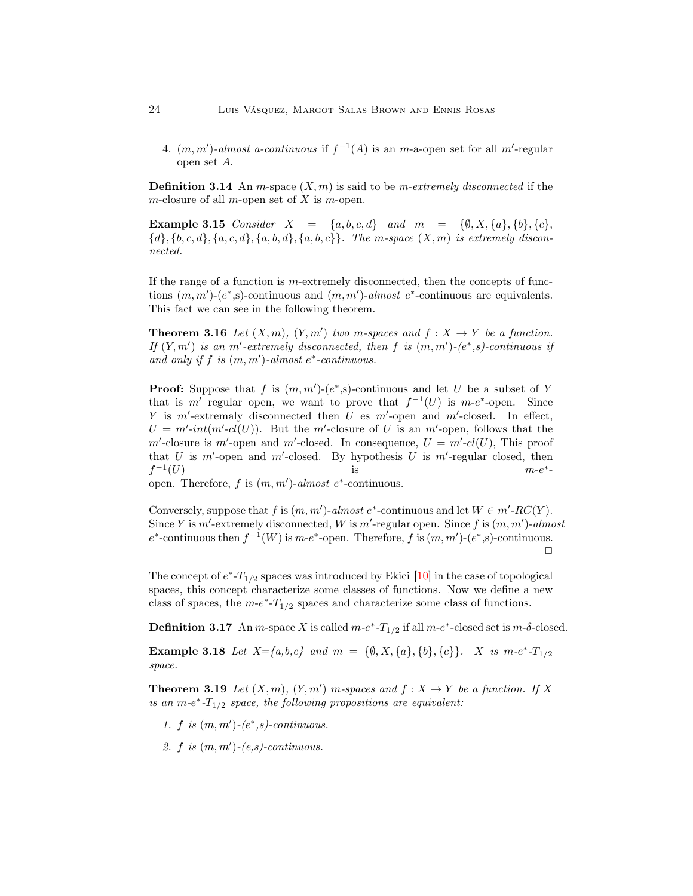4. $(m, m')$-*almost a-continuous* if $f^{-1}(A)$ is an $m$-a-open set for all $m'$-regular open set $A$.

**Definition 3.14** An $m$-space $(X, m)$ is said to be *$m$-extremely disconnected* if the $m$-closure of all $m$-open set of $X$ is $m$-open.

**Example 3.15** *Consider $X = \{a, b, c, d\}$ and $m = \{\emptyset, X, \{a\}, \{b\}, \{c\}, \{d\}, \{b, c, d\}, \{a, c, d\}, \{a, b, d\}, \{a, b, c\}\}$. The m-space $(X, m)$ is extremely disconnected.*

If the range of a function is $m$-extremely disconnected, then the concepts of functions $(m, m')$-$(e^*$,s)-continuous and $(m, m')$-*almost* $e^*$-continuous are equivalents. This fact we can see in the following theorem.

**Theorem 3.16** *Let $(X, m)$, $(Y, m')$ two m-spaces and $f : X \to Y$ be a function. If $(Y, m')$ is an $m'$-extremely disconnected, then $f$ is $(m, m')$-$(e^*$,s)-continuous if and only if $f$ is $(m, m')$-almost $e^*$-continuous.*

**Proof:** Suppose that $f$ is $(m, m')$-$(e^*$,s)-continuous and let $U$ be a subset of $Y$ that is $m'$ regular open, we want to prove that $f^{-1}(U)$ is $m$-$e^*$-open. Since $Y$ is $m'$-extremaly disconnected then $U$ es $m'$-open and $m'$-closed. In effect, $U = m'$-$int(m'$-$cl(U))$. But the $m'$-closure of $U$ is an $m'$-open, follows that the $m'$-closure is $m'$-open and $m'$-closed. In consequence, $U = m'$-$cl(U)$, This proof that $U$ is $m'$-open and $m'$-closed. By hypothesis $U$ is $m'$-regular closed, then $f^{-1}(U)$ is $m$-$e^*$-open. Therefore, $f$ is $(m, m')$-*almost* $e^*$-continuous.

Conversely, suppose that $f$ is $(m, m')$-*almost* $e^*$-continuous and let $W \in m'$-$RC(Y)$. Since $Y$ is $m'$-extremely disconnected, $W$ is $m'$-regular open. Since $f$ is $(m, m')$-*almost* $e^*$-continuous then $f^{-1}(W)$ is $m$-$e^*$-open. Therefore, $f$ is $(m, m')$-$(e^*$,s)-continuous. □

The concept of $e^*$-$T_{1/2}$ spaces was introduced by Ekici [10] in the case of topological spaces, this concept characterize some classes of functions. Now we define a new class of spaces, the $m$-$e^*$-$T_{1/2}$ spaces and characterize some class of functions.

**Definition 3.17** An $m$-space $X$ is called $m$-$e^*$-$T_{1/2}$ if all $m$-$e^*$-closed set is $m$-$\delta$-closed.

**Example 3.18** *Let $X$=$\{a,b,c\}$ and $m = \{\emptyset, X, \{a\}, \{b\}, \{c\}\}$. $X$ is $m$-$e^*$-$T_{1/2}$ space.*

**Theorem 3.19** *Let $(X, m)$, $(Y, m')$ m-spaces and $f : X \to Y$ be a function. If $X$ is an $m$-$e^*$-$T_{1/2}$ space, the following propositions are equivalent:*

1. *$f$ is $(m, m')$-$(e^*$,s)-continuous.*
2. *$f$ is $(m, m')$-(e,s)-continuous.*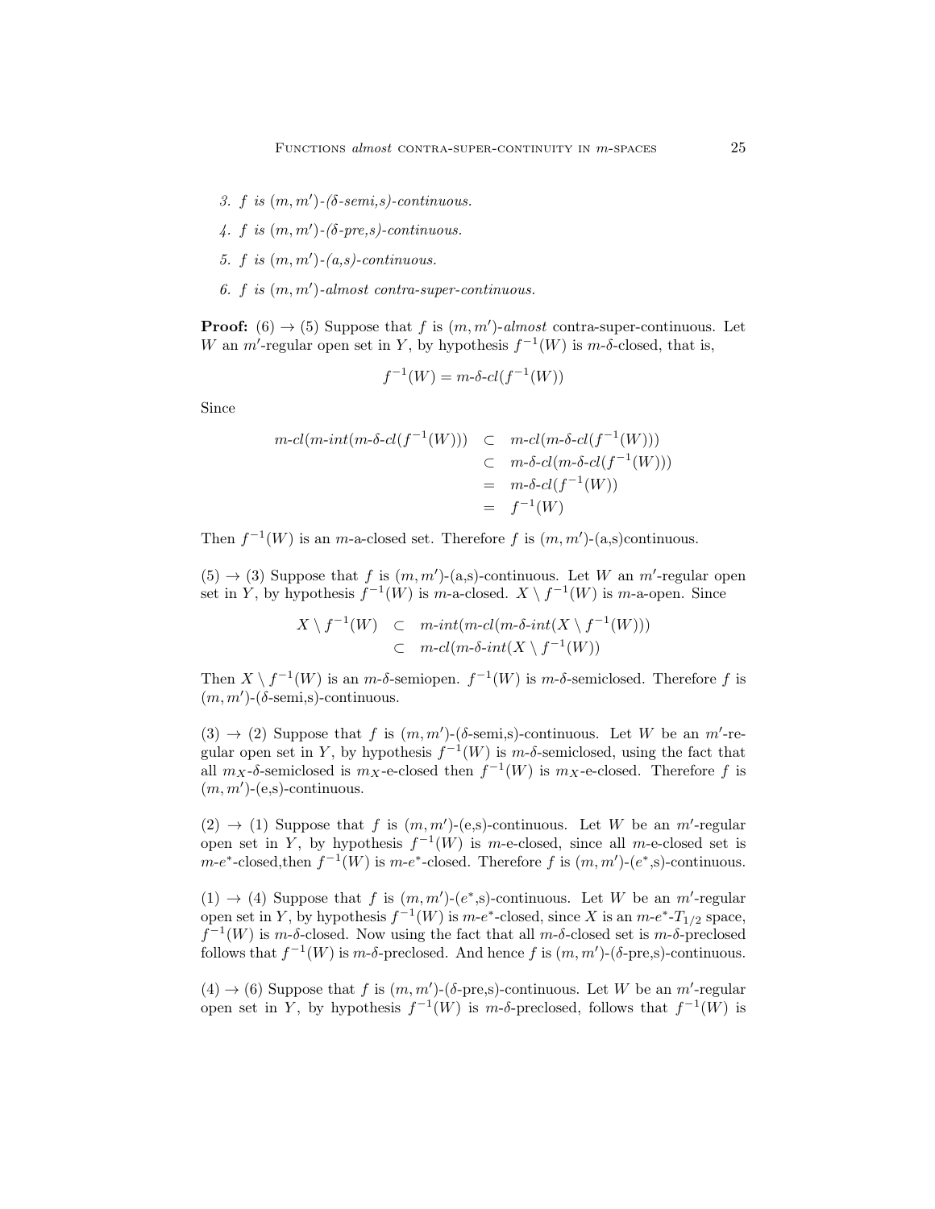3. *$f$ is $(m,m')$-($\delta$-semi,s)-continuous.*

4. *$f$ is $(m,m')$-($\delta$-pre,s)-continuous.*

5. *$f$ is $(m,m')$-(a,s)-continuous.*

6. *$f$ is $(m,m')$-almost contra-super-continuous.*

**Proof:** (6) $\rightarrow$ (5) Suppose that $f$ is $(m,m')$-*almost* contra-super-continuous. Let $W$ an $m'$-regular open set in $Y$, by hypothesis $f^{-1}(W)$ is $m$-$\delta$-closed, that is,

$$f^{-1}(W) = m\text{-}\delta\text{-}cl(f^{-1}(W))$$

Since

$$\begin{aligned} m\text{-}cl(m\text{-}int(m\text{-}\delta\text{-}cl(f^{-1}(W))) &\subset m\text{-}cl(m\text{-}\delta\text{-}cl(f^{-1}(W))) \\ &\subset m\text{-}\delta\text{-}cl(m\text{-}\delta\text{-}cl(f^{-1}(W))) \\ &= m\text{-}\delta\text{-}cl(f^{-1}(W)) \\ &= f^{-1}(W) \end{aligned}$$

Then $f^{-1}(W)$ is an $m$-a-closed set. Therefore $f$ is $(m,m')$-(a,s)continuous.

(5) $\rightarrow$ (3) Suppose that $f$ is $(m,m')$-(a,s)-continuous. Let $W$ an $m'$-regular open set in $Y$, by hypothesis $f^{-1}(W)$ is $m$-a-closed. $X \setminus f^{-1}(W)$ is $m$-a-open. Since

$$\begin{aligned} X \setminus f^{-1}(W) &\subset m\text{-}int(m\text{-}cl(m\text{-}\delta\text{-}int(X \setminus f^{-1}(W))) \\ &\subset m\text{-}cl(m\text{-}\delta\text{-}int(X \setminus f^{-1}(W)) \end{aligned}$$

Then $X \setminus f^{-1}(W)$ is an $m$-$\delta$-semiopen. $f^{-1}(W)$ is $m$-$\delta$-semiclosed. Therefore $f$ is $(m,m')$-($\delta$-semi,s)-continuous.

(3) $\rightarrow$ (2) Suppose that $f$ is $(m,m')$-($\delta$-semi,s)-continuous. Let $W$ be an $m'$-regular open set in $Y$, by hypothesis $f^{-1}(W)$ is $m$-$\delta$-semiclosed, using the fact that all $m_X$-$\delta$-semiclosed is $m_X$-e-closed then $f^{-1}(W)$ is $m_X$-e-closed. Therefore $f$ is $(m,m')$-(e,s)-continuous.

(2) $\rightarrow$ (1) Suppose that $f$ is $(m,m')$-(e,s)-continuous. Let $W$ be an $m'$-regular open set in $Y$, by hypothesis $f^{-1}(W)$ is $m$-e-closed, since all $m$-e-closed set is $m$-$e^*$-closed,then $f^{-1}(W)$ is $m$-$e^*$-closed. Therefore $f$ is $(m,m')$-($e^*$,s)-continuous.

(1) $\rightarrow$ (4) Suppose that $f$ is $(m,m')$-($e^*$,s)-continuous. Let $W$ be an $m'$-regular open set in $Y$, by hypothesis $f^{-1}(W)$ is $m$-$e^*$-closed, since $X$ is an $m$-$e^*$-$T_{1/2}$ space, $f^{-1}(W)$ is $m$-$\delta$-closed. Now using the fact that all $m$-$\delta$-closed set is $m$-$\delta$-preclosed follows that $f^{-1}(W)$ is $m$-$\delta$-preclosed. And hence $f$ is $(m,m')$-($\delta$-pre,s)-continuous.

(4) $\rightarrow$ (6) Suppose that $f$ is $(m,m')$-($\delta$-pre,s)-continuous. Let $W$ be an $m'$-regular open set in $Y$, by hypothesis $f^{-1}(W)$ is $m$-$\delta$-preclosed, follows that $f^{-1}(W)$ is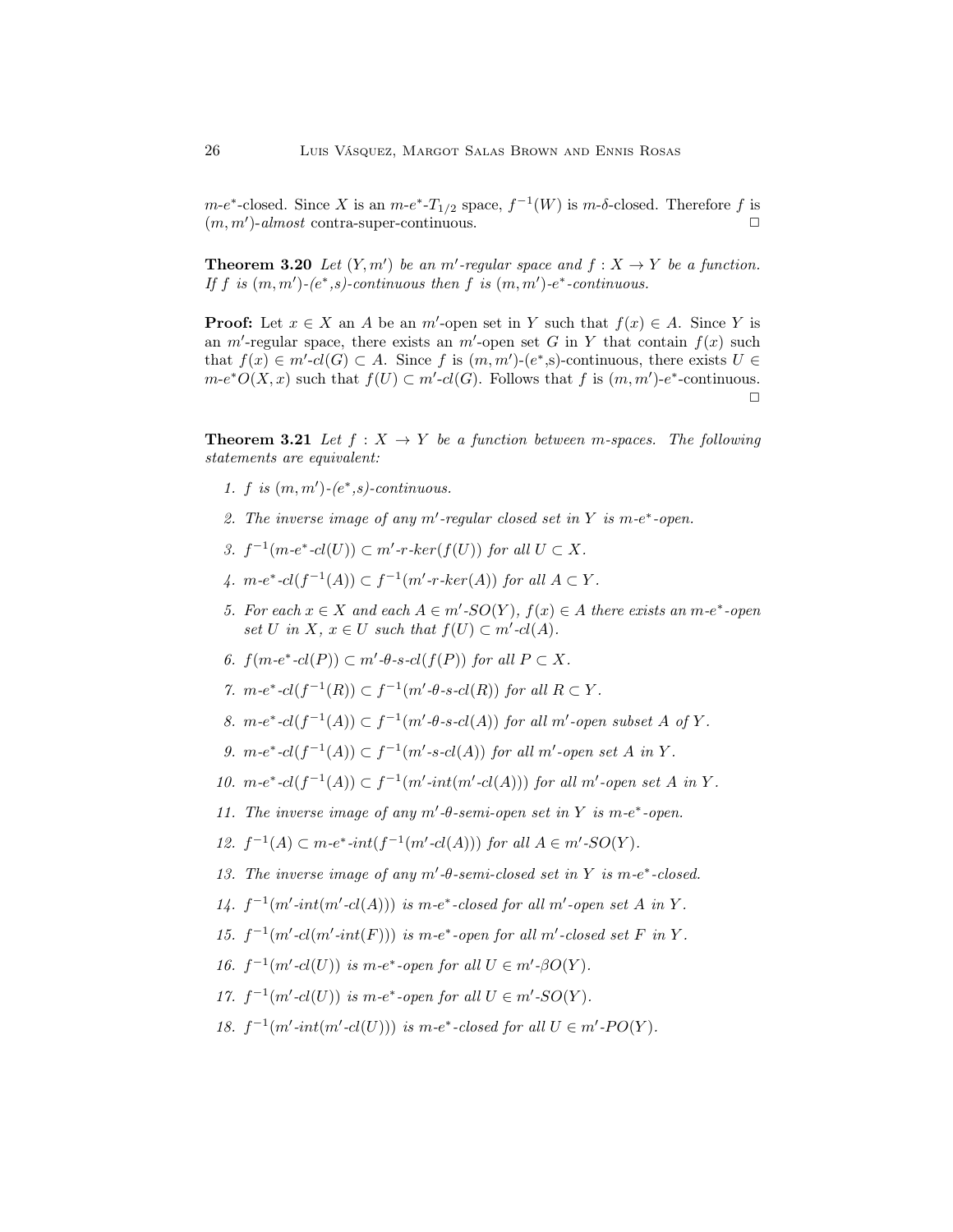$m$-$e^*$-closed. Since $X$ is an $m$-$e^*$-$T_{1/2}$ space, $f^{-1}(W)$ is $m$-$\delta$-closed. Therefore $f$ is $(m,m')$-*almost* contra-super-continuous. □

**Theorem 3.20** *Let $(Y,m')$ be an $m'$-regular space and $f : X \to Y$ be a function. If $f$ is $(m,m')$-$(e^*$,s$)$-continuous then $f$ is $(m,m')$-$e^*$-continuous.*

**Proof:** Let $x \in X$ an $A$ be an $m'$-open set in $Y$ such that $f(x) \in A$. Since $Y$ is an $m'$-regular space, there exists an $m'$-open set $G$ in $Y$ that contain $f(x)$ such that $f(x) \in m'\text{-}cl(G) \subset A$. Since $f$ is $(m,m')$-$(e^*$,s$)$-continuous, there exists $U \in m\text{-}e^*O(X,x)$ such that $f(U) \subset m'\text{-}cl(G)$. Follows that $f$ is $(m,m')$-$e^*$-continuous. □

**Theorem 3.21** *Let $f : X \to Y$ be a function between $m$-spaces. The following statements are equivalent:*

1. *$f$ is $(m,m')$-$(e^*$,s$)$-continuous.*
2. *The inverse image of any $m'$-regular closed set in $Y$ is $m$-$e^*$-open.*
3. *$f^{-1}(m\text{-}e^*\text{-}cl(U)) \subset m'\text{-}r\text{-}ker(f(U))$ for all $U \subset X$.*
4. *$m\text{-}e^*\text{-}cl(f^{-1}(A)) \subset f^{-1}(m'\text{-}r\text{-}ker(A))$ for all $A \subset Y$.*
5. *For each $x \in X$ and each $A \in m'\text{-}SO(Y)$, $f(x) \in A$ there exists an $m$-$e^*$-open set $U$ in $X$, $x \in U$ such that $f(U) \subset m'\text{-}cl(A)$.*
6. *$f(m\text{-}e^*\text{-}cl(P)) \subset m'\text{-}\theta\text{-}s\text{-}cl(f(P))$ for all $P \subset X$.*
7. *$m\text{-}e^*\text{-}cl(f^{-1}(R)) \subset f^{-1}(m'\text{-}\theta\text{-}s\text{-}cl(R))$ for all $R \subset Y$.*
8. *$m\text{-}e^*\text{-}cl(f^{-1}(A)) \subset f^{-1}(m'\text{-}\theta\text{-}s\text{-}cl(A))$ for all $m'$-open subset $A$ of $Y$.*
9. *$m\text{-}e^*\text{-}cl(f^{-1}(A)) \subset f^{-1}(m'\text{-}s\text{-}cl(A))$ for all $m'$-open set $A$ in $Y$.*
10. *$m\text{-}e^*\text{-}cl(f^{-1}(A)) \subset f^{-1}(m'\text{-}int(m'\text{-}cl(A)))$ for all $m'$-open set $A$ in $Y$.*
11. *The inverse image of any $m'$-$\theta$-semi-open set in $Y$ is $m$-$e^*$-open.*
12. *$f^{-1}(A) \subset m\text{-}e^*\text{-}int(f^{-1}(m'\text{-}cl(A)))$ for all $A \in m'\text{-}SO(Y)$.*
13. *The inverse image of any $m'$-$\theta$-semi-closed set in $Y$ is $m$-$e^*$-closed.*
14. *$f^{-1}(m'\text{-}int(m'\text{-}cl(A)))$ is $m$-$e^*$-closed for all $m'$-open set $A$ in $Y$.*
15. *$f^{-1}(m'\text{-}cl(m'\text{-}int(F)))$ is $m$-$e^*$-open for all $m'$-closed set $F$ in $Y$.*
16. *$f^{-1}(m'\text{-}cl(U))$ is $m$-$e^*$-open for all $U \in m'\text{-}\beta O(Y)$.*
17. *$f^{-1}(m'\text{-}cl(U))$ is $m$-$e^*$-open for all $U \in m'\text{-}SO(Y)$.*
18. *$f^{-1}(m'\text{-}int(m'\text{-}cl(U)))$ is $m$-$e^*$-closed for all $U \in m'\text{-}PO(Y)$.*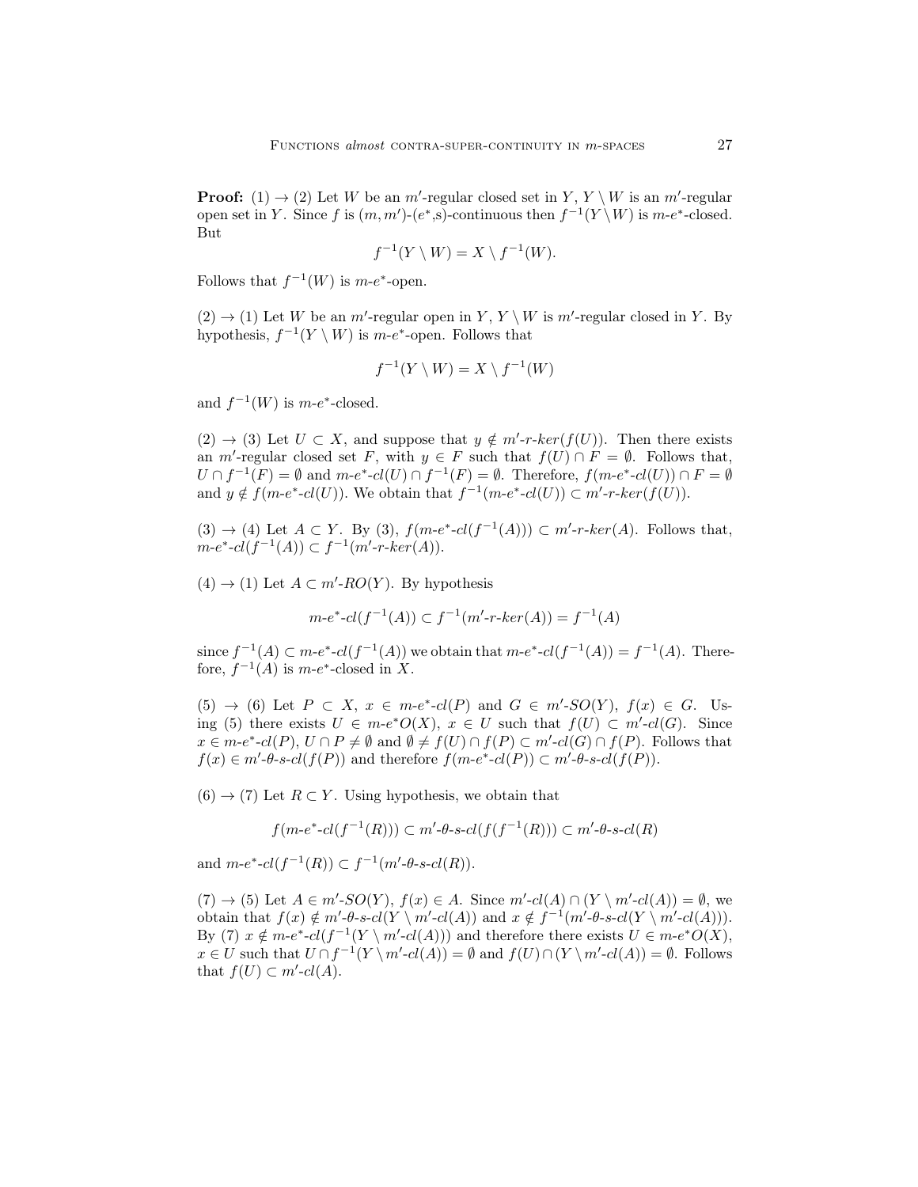**Proof:** $(1) \to (2)$ Let $W$ be an $m'$-regular closed set in $Y$, $Y \setminus W$ is an $m'$-regular open set in $Y$. Since $f$ is $(m, m')$-$(e^*$,s)-continuous then $f^{-1}(Y \setminus W)$ is $m$-$e^*$-closed. But

$$f^{-1}(Y \setminus W) = X \setminus f^{-1}(W).$$

Follows that $f^{-1}(W)$ is $m$-$e^*$-open.

$(2) \to (1)$ Let $W$ be an $m'$-regular open in $Y$, $Y \setminus W$ is $m'$-regular closed in $Y$. By hypothesis, $f^{-1}(Y \setminus W)$ is $m$-$e^*$-open. Follows that

$$f^{-1}(Y \setminus W) = X \setminus f^{-1}(W)$$

and $f^{-1}(W)$ is $m$-$e^*$-closed.

$(2) \to (3)$ Let $U \subset X$, and suppose that $y \notin m'$-$r$-$ker(f(U))$. Then there exists an $m'$-regular closed set $F$, with $y \in F$ such that $f(U) \cap F = \emptyset$. Follows that, $U \cap f^{-1}(F) = \emptyset$ and $m$-$e^*$-$cl(U) \cap f^{-1}(F) = \emptyset$. Therefore, $f(m$-$e^*$-$cl(U)) \cap F = \emptyset$ and $y \notin f(m$-$e^*$-$cl(U))$. We obtain that $f^{-1}(m$-$e^*$-$cl(U)) \subset m'$-$r$-$ker(f(U))$.

$(3) \to (4)$ Let $A \subset Y$. By (3), $f(m$-$e^*$-$cl(f^{-1}(A))) \subset m'$-$r$-$ker(A)$. Follows that, $m$-$e^*$-$cl(f^{-1}(A)) \subset f^{-1}(m'$-$r$-$ker(A))$.

$(4) \to (1)$ Let $A \subset m'$-$RO(Y)$. By hypothesis

$$m\text{-}e^*\text{-}cl(f^{-1}(A)) \subset f^{-1}(m'\text{-}r\text{-}ker(A)) = f^{-1}(A)$$

since $f^{-1}(A) \subset m$-$e^*$-$cl(f^{-1}(A))$ we obtain that $m$-$e^*$-$cl(f^{-1}(A)) = f^{-1}(A)$. Therefore, $f^{-1}(A)$ is $m$-$e^*$-closed in $X$.

$(5) \to (6)$ Let $P \subset X$, $x \in m$-$e^*$-$cl(P)$ and $G \in m'$-$SO(Y)$, $f(x) \in G$. Using (5) there exists $U \in m$-$e^*O(X)$, $x \in U$ such that $f(U) \subset m'$-$cl(G)$. Since $x \in m$-$e^*$-$cl(P)$, $U \cap P \neq \emptyset$ and $\emptyset \neq f(U) \cap f(P) \subset m'$-$cl(G) \cap f(P)$. Follows that $f(x) \in m'$-$\theta$-$s$-$cl(f(P))$ and therefore $f(m$-$e^*$-$cl(P)) \subset m'$-$\theta$-$s$-$cl(f(P))$.

$(6) \to (7)$ Let $R \subset Y$. Using hypothesis, we obtain that

$$f(m\text{-}e^*\text{-}cl(f^{-1}(R))) \subset m'\text{-}\theta\text{-}s\text{-}cl(f(f^{-1}(R))) \subset m'\text{-}\theta\text{-}s\text{-}cl(R)$$

and $m$-$e^*$-$cl(f^{-1}(R)) \subset f^{-1}(m'$-$\theta$-$s$-$cl(R))$.

$(7) \to (5)$ Let $A \in m'$-$SO(Y)$, $f(x) \in A$. Since $m'$-$cl(A) \cap (Y \setminus m'$-$cl(A)) = \emptyset$, we obtain that $f(x) \notin m'$-$\theta$-$s$-$cl(Y \setminus m'$-$cl(A))$ and $x \notin f^{-1}(m'$-$\theta$-$s$-$cl(Y \setminus m'$-$cl(A)))$. By (7) $x \notin m$-$e^*$-$cl(f^{-1}(Y \setminus m'$-$cl(A)))$ and therefore there exists $U \in m$-$e^*O(X)$, $x \in U$ such that $U \cap f^{-1}(Y \setminus m'$-$cl(A)) = \emptyset$ and $f(U) \cap (Y \setminus m'$-$cl(A)) = \emptyset$. Follows that $f(U) \subset m'$-$cl(A)$.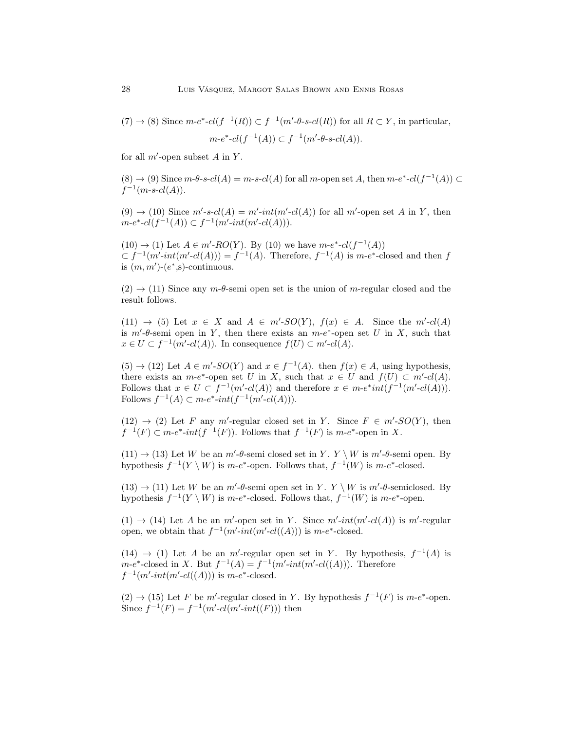(7) $\to$ (8) Since $m$-$e^*$-$cl(f^{-1}(R)) \subset f^{-1}(m'$-$\theta$-$s$-$cl(R))$ for all $R \subset Y$, in particular,

$$m\text{-}e^*\text{-}cl(f^{-1}(A)) \subset f^{-1}(m'\text{-}\theta\text{-}s\text{-}cl(A)).$$

for all $m'$-open subset $A$ in $Y$.

(8) $\to$ (9) Since $m$-$\theta$-$s$-$cl(A) = m$-$s$-$cl(A)$ for all $m$-open set $A$, then $m$-$e^*$-$cl(f^{-1}(A)) \subset f^{-1}(m$-$s$-$cl(A))$.

(9) $\to$ (10) Since $m'$-$s$-$cl(A) = m'$-$int(m'$-$cl(A))$ for all $m'$-open set $A$ in $Y$, then $m$-$e^*$-$cl(f^{-1}(A)) \subset f^{-1}(m'$-$int(m'$-$cl(A)))$.

(10) $\to$ (1) Let $A \in m'$-$RO(Y)$. By (10) we have $m$-$e^*$-$cl(f^{-1}(A)) \subset f^{-1}(m'$-$int(m'$-$cl(A))) = f^{-1}(A)$. Therefore, $f^{-1}(A)$ is $m$-$e^*$-closed and then $f$ is $(m, m')$-$(e^*$,s$)$-continuous.

(2) $\to$ (11) Since any $m$-$\theta$-semi open set is the union of $m$-regular closed and the result follows.

(11) $\to$ (5) Let $x \in X$ and $A \in m'$-$SO(Y)$, $f(x) \in A$. Since the $m'$-$cl(A)$ is $m'$-$\theta$-semi open in $Y$, then there exists an $m$-$e^*$-open set $U$ in $X$, such that $x \in U \subset f^{-1}(m'$-$cl(A))$. In consequence $f(U) \subset m'$-$cl(A)$.

(5) $\to$ (12) Let $A \in m'$-$SO(Y)$ and $x \in f^{-1}(A)$. then $f(x) \in A$, using hypothesis, there exists an $m$-$e^*$-open set $U$ in $X$, such that $x \in U$ and $f(U) \subset m'$-$cl(A)$. Follows that $x \in U \subset f^{-1}(m'$-$cl(A))$ and therefore $x \in m$-$e^*int(f^{-1}(m'$-$cl(A)))$. Follows $f^{-1}(A) \subset m$-$e^*$-$int(f^{-1}(m'$-$cl(A)))$.

(12) $\to$ (2) Let $F$ any $m'$-regular closed set in $Y$. Since $F \in m'$-$SO(Y)$, then $f^{-1}(F) \subset m$-$e^*$-$int(f^{-1}(F))$. Follows that $f^{-1}(F)$ is $m$-$e^*$-open in $X$.

(11) $\to$ (13) Let $W$ be an $m'$-$\theta$-semi closed set in $Y$. $Y \setminus W$ is $m'$-$\theta$-semi open. By hypothesis $f^{-1}(Y \setminus W)$ is $m$-$e^*$-open. Follows that, $f^{-1}(W)$ is $m$-$e^*$-closed.

(13) $\to$ (11) Let $W$ be an $m'$-$\theta$-semi open set in $Y$. $Y \setminus W$ is $m'$-$\theta$-semiclosed. By hypothesis $f^{-1}(Y \setminus W)$ is $m$-$e^*$-closed. Follows that, $f^{-1}(W)$ is $m$-$e^*$-open.

(1) $\to$ (14) Let $A$ be an $m'$-open set in $Y$. Since $m'$-$int(m'$-$cl(A))$ is $m'$-regular open, we obtain that $f^{-1}(m'$-$int(m'$-$cl((A)))$ is $m$-$e^*$-closed.

(14) $\to$ (1) Let $A$ be an $m'$-regular open set in $Y$. By hypothesis, $f^{-1}(A)$ is $m$-$e^*$-closed in $X$. But $f^{-1}(A) = f^{-1}(m'$-$int(m'$-$cl((A)))$. Therefore $f^{-1}(m'$-$int(m'$-$cl((A)))$ is $m$-$e^*$-closed.

(2) $\to$ (15) Let $F$ be $m'$-regular closed in $Y$. By hypothesis $f^{-1}(F)$ is $m$-$e^*$-open. Since $f^{-1}(F) = f^{-1}(m'$-$cl(m'$-$int((F)))$ then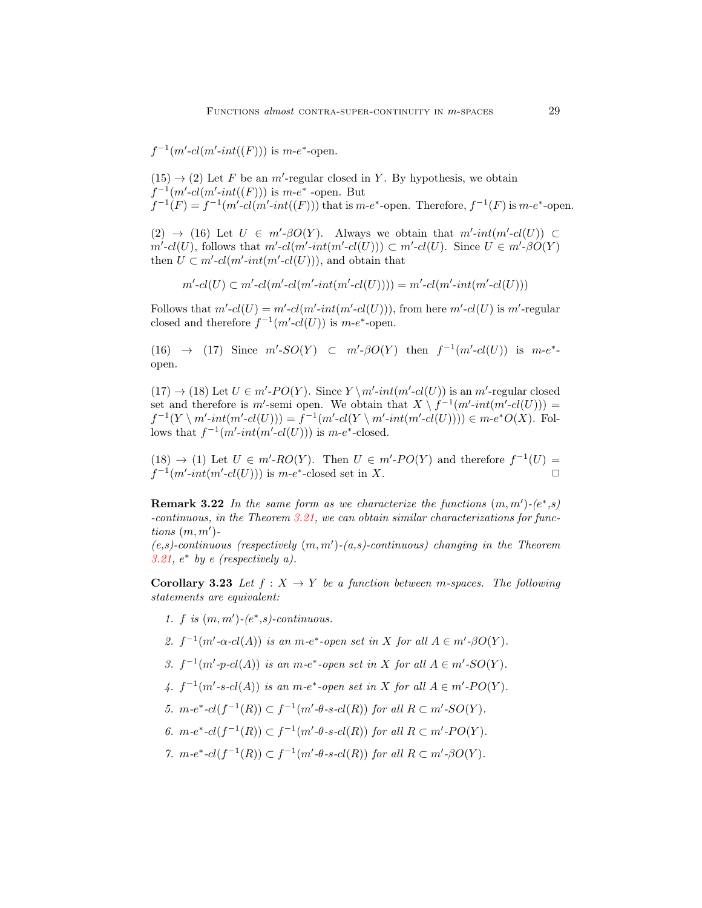$f^{-1}(m'\text{-}cl(m'\text{-}int((F)))$ is $m\text{-}e^*$-open.

$(15) \to (2)$ Let $F$ be an $m'$-regular closed in $Y$. By hypothesis, we obtain $f^{-1}(m'\text{-}cl(m'\text{-}int((F)))$ is $m\text{-}e^*$ -open. But $f^{-1}(F) = f^{-1}(m'\text{-}cl(m'\text{-}int((F)))$ that is $m\text{-}e^*$-open. Therefore, $f^{-1}(F)$ is $m\text{-}e^*$-open.

$(2) \to (16)$ Let $U \in m'\text{-}\beta O(Y)$. Always we obtain that $m'\text{-}int(m'\text{-}cl(U)) \subset m'\text{-}cl(U)$, follows that $m'\text{-}cl(m'\text{-}int(m'\text{-}cl(U))) \subset m'\text{-}cl(U)$. Since $U \in m'\text{-}\beta O(Y)$ then $U \subset m'\text{-}cl(m'\text{-}int(m'\text{-}cl(U)))$, and obtain that

$$m'\text{-}cl(U) \subset m'\text{-}cl(m'\text{-}cl(m'\text{-}int(m'\text{-}cl(U)))) = m'\text{-}cl(m'\text{-}int(m'\text{-}cl(U)))$$

Follows that $m'\text{-}cl(U) = m'\text{-}cl(m'\text{-}int(m'\text{-}cl(U)))$, from here $m'\text{-}cl(U)$ is $m'$-regular closed and therefore $f^{-1}(m'\text{-}cl(U))$ is $m\text{-}e^*$-open.

$(16) \to (17)$ Since $m'\text{-}SO(Y) \subset m'\text{-}\beta O(Y)$ then $f^{-1}(m'\text{-}cl(U))$ is $m\text{-}e^*$-open.

$(17) \to (18)$ Let $U \in m'\text{-}PO(Y)$. Since $Y \setminus m'\text{-}int(m'\text{-}cl(U))$ is an $m'$-regular closed set and therefore is $m'$-semi open. We obtain that $X \setminus f^{-1}(m'\text{-}int(m'\text{-}cl(U))) = f^{-1}(Y \setminus m'\text{-}int(m'\text{-}cl(U))) = f^{-1}(m'\text{-}cl(Y \setminus m'\text{-}int(m'\text{-}cl(U)))) \in m\text{-}e^*O(X)$. Follows that $f^{-1}(m'\text{-}int(m'\text{-}cl(U)))$ is $m\text{-}e^*$-closed.

$(18) \to (1)$ Let $U \in m'\text{-}RO(Y)$. Then $U \in m'\text{-}PO(Y)$ and therefore $f^{-1}(U) = f^{-1}(m'\text{-}int(m'\text{-}cl(U)))$ is $m\text{-}e^*$-closed set in $X$. □

**Remark 3.22** *In the same form as we characterize the functions $(m, m')$-$(e^*,s)$ -continuous, in the Theorem 3.21, we can obtain similar characterizations for functions $(m, m')$-*
*$(e,s)$-continuous (respectively $(m, m')$-$(a,s)$-continuous) changing in the Theorem 3.21, $e^*$ by $e$ (respectively $a$).*

**Corollary 3.23** *Let $f : X \to Y$ be a function between m-spaces. The following statements are equivalent:*

1. *$f$ is $(m, m')$-$(e^*,s)$-continuous.*
2. *$f^{-1}(m'\text{-}\alpha\text{-}cl(A))$ is an $m\text{-}e^*$-open set in $X$ for all $A \in m'\text{-}\beta O(Y)$.*
3. *$f^{-1}(m'\text{-}p\text{-}cl(A))$ is an $m\text{-}e^*$-open set in $X$ for all $A \in m'\text{-}SO(Y)$.*
4. *$f^{-1}(m'\text{-}s\text{-}cl(A))$ is an $m\text{-}e^*$-open set in $X$ for all $A \in m'\text{-}PO(Y)$.*
5. *$m\text{-}e^*\text{-}cl(f^{-1}(R)) \subset f^{-1}(m'\text{-}\theta\text{-}s\text{-}cl(R))$ for all $R \subset m'\text{-}SO(Y)$.*
6. *$m\text{-}e^*\text{-}cl(f^{-1}(R)) \subset f^{-1}(m'\text{-}\theta\text{-}s\text{-}cl(R))$ for all $R \subset m'\text{-}PO(Y)$.*
7. *$m\text{-}e^*\text{-}cl(f^{-1}(R)) \subset f^{-1}(m'\text{-}\theta\text{-}s\text{-}cl(R))$ for all $R \subset m'\text{-}\beta O(Y)$.*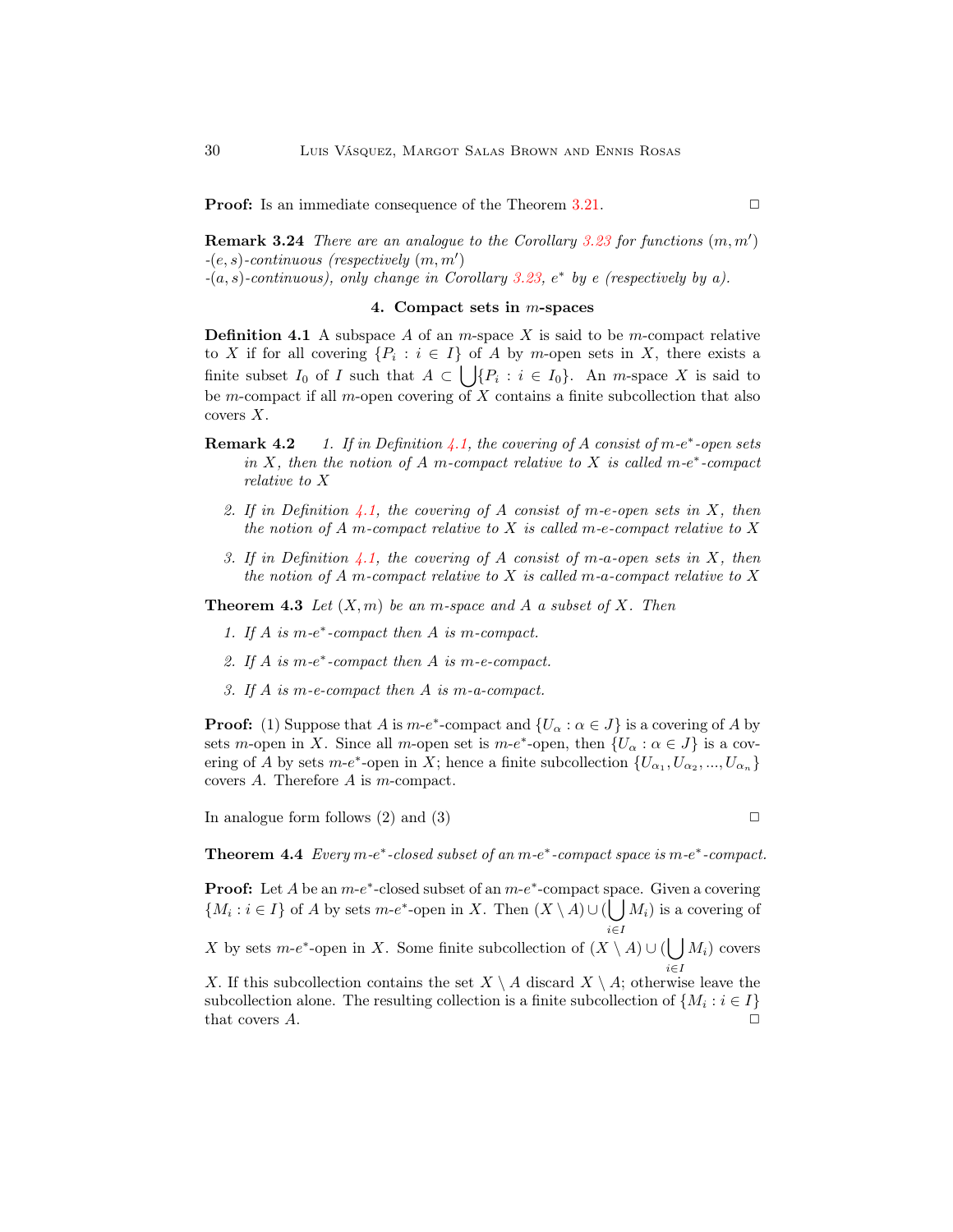**Proof:** Is an immediate consequence of the Theorem 3.21. □

**Remark 3.24** *There are an analogue to the Corollary 3.23 for functions $(m, m')$ -$(e, s)$-continuous (respectively $(m, m')$ -$(a, s)$-continuous), only change in Corollary 3.23, $e^*$ by $e$ (respectively by $a$).*

## 4. Compact sets in $m$-spaces

**Definition 4.1** A subspace $A$ of an $m$-space $X$ is said to be $m$-compact relative to $X$ if for all covering $\{P_i : i \in I\}$ of $A$ by $m$-open sets in $X$, there exists a finite subset $I_0$ of $I$ such that $A \subset \bigcup\{P_i : i \in I_0\}$. An $m$-space $X$ is said to be $m$-compact if all $m$-open covering of $X$ contains a finite subcollection that also covers $X$.

**Remark 4.2**

1. *If in Definition 4.1, the covering of $A$ consist of $m$-$e^*$-open sets in $X$, then the notion of $A$ $m$-compact relative to $X$ is called $m$-$e^*$-compact relative to $X$*
2. *If in Definition 4.1, the covering of $A$ consist of $m$-$e$-open sets in $X$, then the notion of $A$ $m$-compact relative to $X$ is called $m$-$e$-compact relative to $X$*
3. *If in Definition 4.1, the covering of $A$ consist of $m$-$a$-open sets in $X$, then the notion of $A$ $m$-compact relative to $X$ is called $m$-$a$-compact relative to $X$*

**Theorem 4.3** *Let $(X, m)$ be an $m$-space and $A$ a subset of $X$. Then*

1. *If $A$ is $m$-$e^*$-compact then $A$ is $m$-compact.*
2. *If $A$ is $m$-$e^*$-compact then $A$ is $m$-$e$-compact.*
3. *If $A$ is $m$-$e$-compact then $A$ is $m$-$a$-compact.*

**Proof:** (1) Suppose that $A$ is $m$-$e^*$-compact and $\{U_\alpha : \alpha \in J\}$ is a covering of $A$ by sets $m$-open in $X$. Since all $m$-open set is $m$-$e^*$-open, then $\{U_\alpha : \alpha \in J\}$ is a covering of $A$ by sets $m$-$e^*$-open in $X$; hence a finite subcollection $\{U_{\alpha_1}, U_{\alpha_2}, ..., U_{\alpha_n}\}$ covers $A$. Therefore $A$ is $m$-compact.

In analogue form follows (2) and (3) □

**Theorem 4.4** *Every $m$-$e^*$-closed subset of an $m$-$e^*$-compact space is $m$-$e^*$-compact.*

**Proof:** Let $A$ be an $m$-$e^*$-closed subset of an $m$-$e^*$-compact space. Given a covering $\{M_i : i \in I\}$ of $A$ by sets $m$-$e^*$-open in $X$. Then $(X \setminus A) \cup (\bigcup_{i \in I} M_i)$ is a covering of $X$ by sets $m$-$e^*$-open in $X$. Some finite subcollection of $(X \setminus A) \cup (\bigcup_{i \in I} M_i)$ covers $X$. If this subcollection contains the set $X \setminus A$ discard $X \setminus A$; otherwise leave the subcollection alone. The resulting collection is a finite subcollection of $\{M_i : i \in I\}$ that covers $A$. □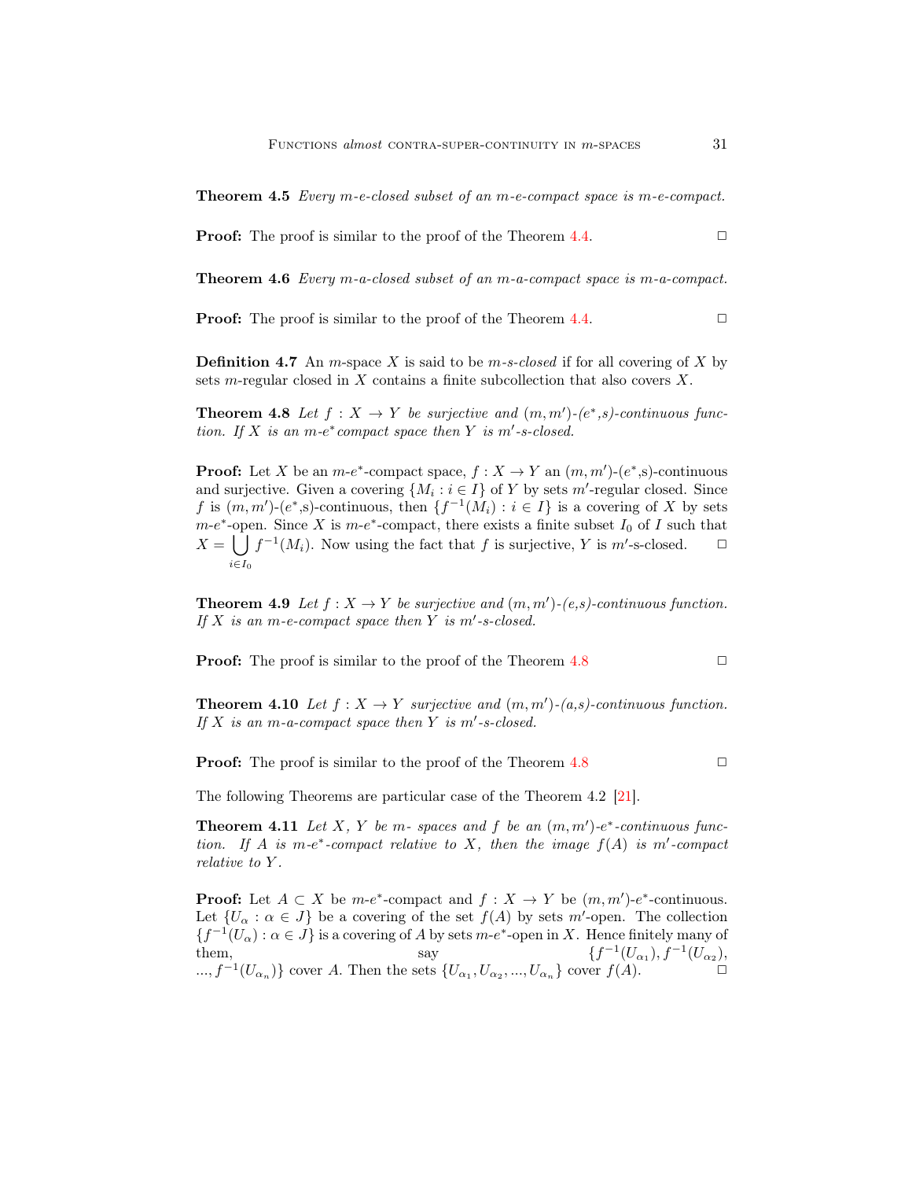**Theorem 4.5** *Every m-e-closed subset of an m-e-compact space is m-e-compact.*

**Proof:** The proof is similar to the proof of the Theorem 4.4. □

**Theorem 4.6** *Every m-a-closed subset of an m-a-compact space is m-a-compact.*

**Proof:** The proof is similar to the proof of the Theorem 4.4. □

**Definition 4.7** An $m$-space $X$ is said to be *m-s-closed* if for all covering of $X$ by sets $m$-regular closed in $X$ contains a finite subcollection that also covers $X$.

**Theorem 4.8** *Let $f : X \to Y$ be surjective and $(m, m')$-$(e^*,s)$-continuous function. If $X$ is an m-$e^*$compact space then $Y$ is $m'$-s-closed.*

**Proof:** Let $X$ be an $m$-$e^*$-compact space, $f : X \to Y$ an $(m, m')$-$(e^*$,s)-continuous and surjective. Given a covering $\{M_i : i \in I\}$ of $Y$ by sets $m'$-regular closed. Since $f$ is $(m, m')$-$(e^*$,s)-continuous, then $\{f^{-1}(M_i) : i \in I\}$ is a covering of $X$ by sets $m$-$e^*$-open. Since $X$ is $m$-$e^*$-compact, there exists a finite subset $I_0$ of $I$ such that $X = \bigcup_{i \in I_0} f^{-1}(M_i)$. Now using the fact that $f$ is surjective, $Y$ is $m'$-s-closed. □

**Theorem 4.9** *Let $f : X \to Y$ be surjective and $(m, m')$-(e,s)-continuous function. If $X$ is an m-e-compact space then $Y$ is $m'$-s-closed.*

**Proof:** The proof is similar to the proof of the Theorem 4.8 □

**Theorem 4.10** *Let $f : X \to Y$ surjective and $(m, m')$-(a,s)-continuous function. If $X$ is an m-a-compact space then $Y$ is $m'$-s-closed.*

**Proof:** The proof is similar to the proof of the Theorem 4.8 □

The following Theorems are particular case of the Theorem 4.2 [21].

**Theorem 4.11** *Let $X$, $Y$ be m- spaces and $f$ be an $(m, m')$-$e^*$-continuous function. If $A$ is m-$e^*$-compact relative to $X$, then the image $f(A)$ is $m'$-compact relative to $Y$.*

**Proof:** Let $A \subset X$ be $m$-$e^*$-compact and $f : X \to Y$ be $(m, m')$-$e^*$-continuous. Let $\{U_\alpha : \alpha \in J\}$ be a covering of the set $f(A)$ by sets $m'$-open. The collection $\{f^{-1}(U_\alpha) : \alpha \in J\}$ is a covering of $A$ by sets $m$-$e^*$-open in $X$. Hence finitely many of them, say $\{f^{-1}(U_{\alpha_1}), f^{-1}(U_{\alpha_2}), ..., f^{-1}(U_{\alpha_n})\}$ cover $A$. Then the sets $\{U_{\alpha_1}, U_{\alpha_2}, ..., U_{\alpha_n}\}$ cover $f(A)$. □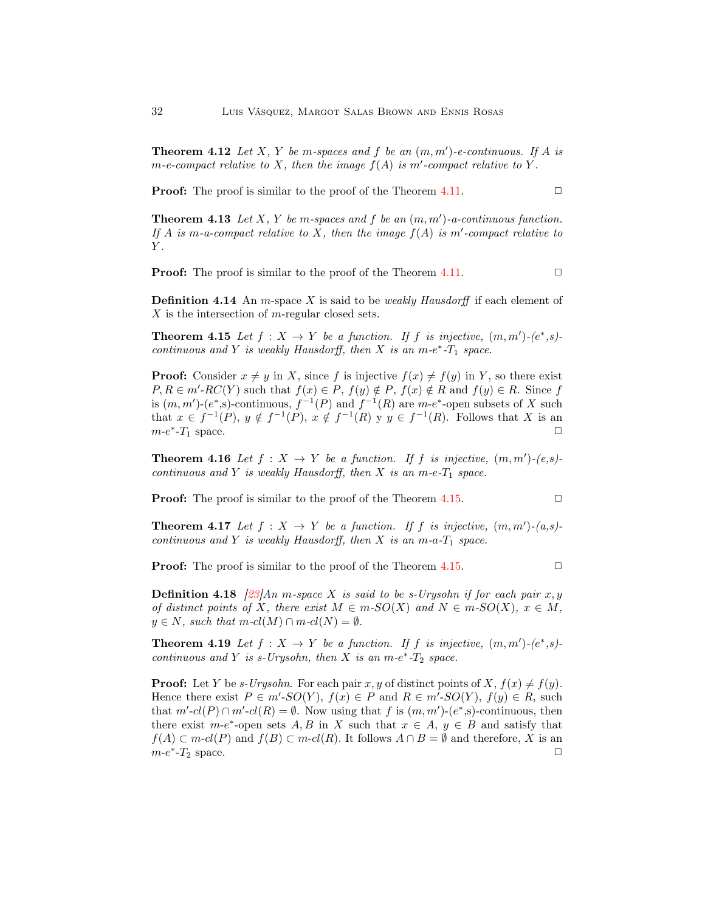**Theorem 4.12** *Let $X$, $Y$ be $m$-spaces and $f$ be an $(m, m')$-e-continuous. If $A$ is $m$-e-compact relative to $X$, then the image $f(A)$ is $m'$-compact relative to $Y$.*

**Proof:** The proof is similar to the proof of the Theorem 4.11. □

**Theorem 4.13** *Let $X$, $Y$ be $m$-spaces and $f$ be an $(m, m')$-a-continuous function. If $A$ is $m$-a-compact relative to $X$, then the image $f(A)$ is $m'$-compact relative to $Y$.*

**Proof:** The proof is similar to the proof of the Theorem 4.11. □

**Definition 4.14** An $m$-space $X$ is said to be *weakly Hausdorff* if each element of $X$ is the intersection of $m$-regular closed sets.

**Theorem 4.15** *Let $f : X \to Y$ be a function. If $f$ is injective, $(m, m')$-$(e^*$,s$)$-continuous and $Y$ is weakly Hausdorff, then $X$ is an $m$-$e^*$-$T_1$ space.*

**Proof:** Consider $x \neq y$ in $X$, since $f$ is injective $f(x) \neq f(y)$ in $Y$, so there exist $P, R \in m'$-$RC(Y)$ such that $f(x) \in P$, $f(y) \notin P$, $f(x) \notin R$ and $f(y) \in R$. Since $f$ is $(m, m')$-$(e^*$,s$)$-continuous, $f^{-1}(P)$ and $f^{-1}(R)$ are $m$-$e^*$-open subsets of $X$ such that $x \in f^{-1}(P)$, $y \notin f^{-1}(P)$, $x \notin f^{-1}(R)$ y $y \in f^{-1}(R)$. Follows that $X$ is an $m$-$e^*$-$T_1$ space. □

**Theorem 4.16** *Let $f : X \to Y$ be a function. If $f$ is injective, $(m, m')$-(e,s)-continuous and $Y$ is weakly Hausdorff, then $X$ is an $m$-e-$T_1$ space.*

**Proof:** The proof is similar to the proof of the Theorem 4.15. □

**Theorem 4.17** *Let $f : X \to Y$ be a function. If $f$ is injective, $(m, m')$-(a,s)-continuous and $Y$ is weakly Hausdorff, then $X$ is an $m$-a-$T_1$ space.*

**Proof:** The proof is similar to the proof of the Theorem 4.15. □

**Definition 4.18** *[23]An $m$-space $X$ is said to be s-Urysohn if for each pair $x, y$ of distinct points of $X$, there exist $M \in m$-$SO(X)$ and $N \in m$-$SO(X)$, $x \in M$, $y \in N$, such that $m$-$cl(M) \cap m$-$cl(N) = \emptyset$.*

**Theorem 4.19** *Let $f : X \to Y$ be a function. If $f$ is injective, $(m, m')$-$(e^*$,s$)$-continuous and $Y$ is s-Urysohn, then $X$ is an $m$-$e^*$-$T_2$ space.*

**Proof:** Let $Y$ be *s-Urysohn*. For each pair $x, y$ of distinct points of $X$, $f(x) \neq f(y)$. Hence there exist $P \in m'$-$SO(Y)$, $f(x) \in P$ and $R \in m'$-$SO(Y)$, $f(y) \in R$, such that $m'$-$cl(P) \cap m'$-$cl(R) = \emptyset$. Now using that $f$ is $(m, m')$-$(e^*$,s$)$-continuous, then there exist $m$-$e^*$-open sets $A, B$ in $X$ such that $x \in A$, $y \in B$ and satisfy that $f(A) \subset m$-$cl(P)$ and $f(B) \subset m$-$cl(R)$. It follows $A \cap B = \emptyset$ and therefore, $X$ is an $m$-$e^*$-$T_2$ space. □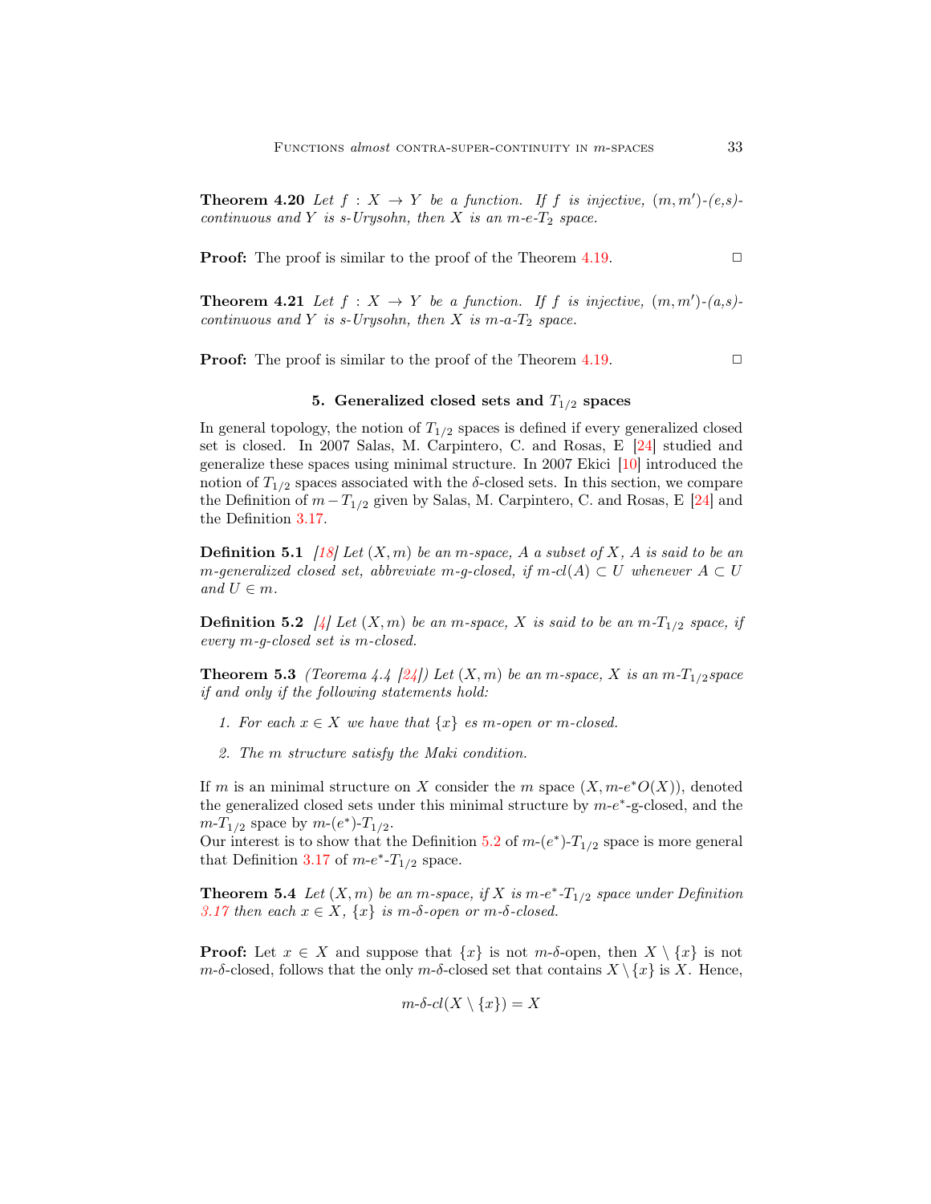**Theorem 4.20** *Let $f : X \to Y$ be a function. If $f$ is injective, $(m, m')$-(e,s)-continuous and $Y$ is s-Urysohn, then $X$ is an m-e-$T_2$ space.*

**Proof:** The proof is similar to the proof of the Theorem 4.19. □

**Theorem 4.21** *Let $f : X \to Y$ be a function. If $f$ is injective, $(m, m')$-(a,s)-continuous and $Y$ is s-Urysohn, then $X$ is m-a-$T_2$ space.*

**Proof:** The proof is similar to the proof of the Theorem 4.19. □

## 5. Generalized closed sets and $T_{1/2}$ spaces

In general topology, the notion of $T_{1/2}$ spaces is defined if every generalized closed set is closed. In 2007 Salas, M. Carpintero, C. and Rosas, E [24] studied and generalize these spaces using minimal structure. In 2007 Ekici [10] introduced the notion of $T_{1/2}$ spaces associated with the $\delta$-closed sets. In this section, we compare the Definition of $m - T_{1/2}$ given by Salas, M. Carpintero, C. and Rosas, E [24] and the Definition 3.17.

**Definition 5.1** *[18] Let $(X, m)$ be an m-space, $A$ a subset of $X$, $A$ is said to be an m-generalized closed set, abbreviate m-g-closed, if m-cl$(A) \subset U$ whenever $A \subset U$ and $U \in m$.*

**Definition 5.2** *[4] Let $(X, m)$ be an m-space, $X$ is said to be an m-$T_{1/2}$ space, if every m-g-closed set is m-closed.*

**Theorem 5.3** *(Teorema 4.4 [24]) Let $(X, m)$ be an m-space, $X$ is an m-$T_{1/2}$space if and only if the following statements hold:*

1. *For each $x \in X$ we have that $\{x\}$ es m-open or m-closed.*
2. *The m structure satisfy the Maki condition.*

If $m$ is an minimal structure on $X$ consider the $m$ space $(X, m\text{-}e^*O(X))$, denoted the generalized closed sets under this minimal structure by $m$-$e^*$-g-closed, and the $m$-$T_{1/2}$ space by $m$-$(e^*)$-$T_{1/2}$.
Our interest is to show that the Definition 5.2 of $m$-$(e^*)$-$T_{1/2}$ space is more general that Definition 3.17 of $m$-$e^*$-$T_{1/2}$ space.

**Theorem 5.4** *Let $(X, m)$ be an m-space, if $X$ is m-$e^*$-$T_{1/2}$ space under Definition 3.17 then each $x \in X$, $\{x\}$ is m-$\delta$-open or m-$\delta$-closed.*

**Proof:** Let $x \in X$ and suppose that $\{x\}$ is not $m$-$\delta$-open, then $X \setminus \{x\}$ is not $m$-$\delta$-closed, follows that the only $m$-$\delta$-closed set that contains $X \setminus \{x\}$ is $X$. Hence,

$$m\text{-}\delta\text{-}cl(X \setminus \{x\}) = X$$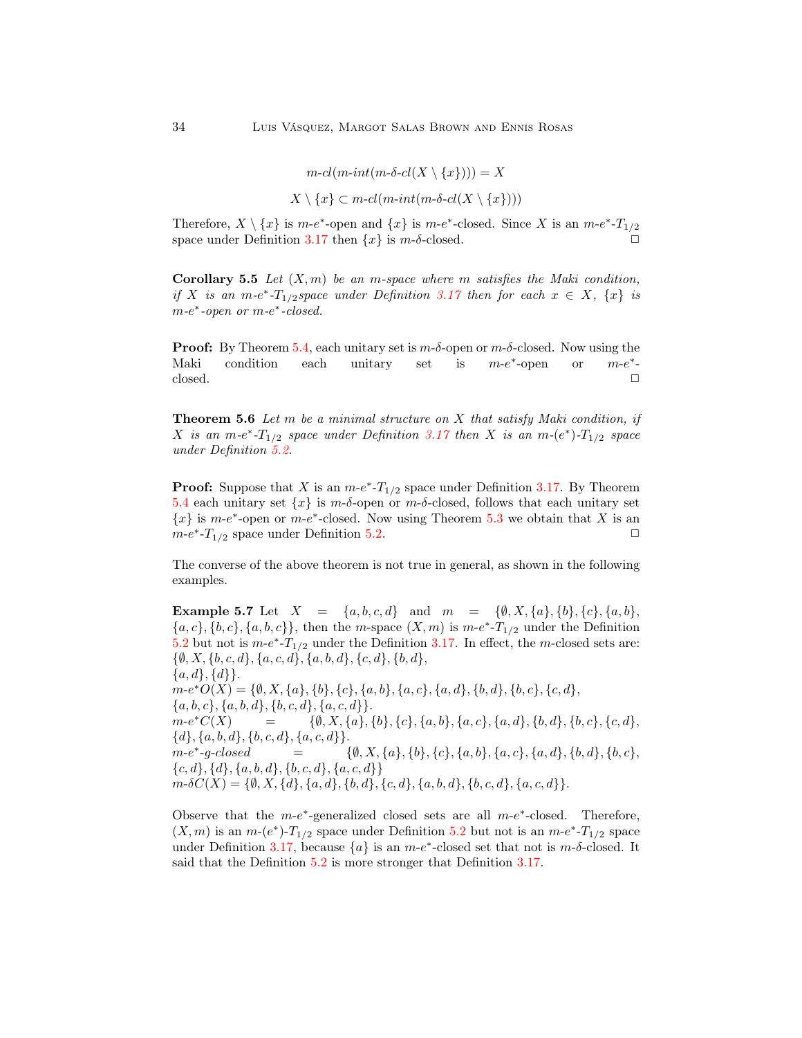$$m\text{-}cl(m\text{-}int(m\text{-}\delta\text{-}cl(X \setminus \{x\}))) = X$$

$$X \setminus \{x\} \subset m\text{-}cl(m\text{-}int(m\text{-}\delta\text{-}cl(X \setminus \{x\})))$$

Therefore, $X \setminus \{x\}$ is $m$-$e^*$-open and $\{x\}$ is $m$-$e^*$-closed. Since $X$ is an $m$-$e^*$-$T_{1/2}$ space under Definition 3.17 then $\{x\}$ is $m$-$\delta$-closed. □

**Corollary 5.5** *Let $(X, m)$ be an $m$-space where $m$ satisfies the Maki condition, if $X$ is an $m$-$e^*$-$T_{1/2}$space under Definition 3.17 then for each $x \in X$, $\{x\}$ is $m$-$e^*$-open or $m$-$e^*$-closed.*

**Proof:** By Theorem 5.4, each unitary set is $m$-$\delta$-open or $m$-$\delta$-closed. Now using the Maki condition each unitary set is $m$-$e^*$-open or $m$-$e^*$-closed. □

**Theorem 5.6** *Let $m$ be a minimal structure on $X$ that satisfy Maki condition, if $X$ is an $m$-$e^*$-$T_{1/2}$ space under Definition 3.17 then $X$ is an $m$-$(e^*)$-$T_{1/2}$ space under Definition 5.2.*

**Proof:** Suppose that $X$ is an $m$-$e^*$-$T_{1/2}$ space under Definition 3.17. By Theorem 5.4 each unitary set $\{x\}$ is $m$-$\delta$-open or $m$-$\delta$-closed, follows that each unitary set $\{x\}$ is $m$-$e^*$-open or $m$-$e^*$-closed. Now using Theorem 5.3 we obtain that $X$ is an $m$-$e^*$-$T_{1/2}$ space under Definition 5.2. □

The converse of the above theorem is not true in general, as shown in the following examples.

**Example 5.7** Let $X = \{a, b, c, d\}$ and $m = \{\emptyset, X, \{a\}, \{b\}, \{c\}, \{a, b\}, \{a, c\}, \{b, c\}, \{a, b, c\}\}$, then the $m$-space $(X, m)$ is $m$-$e^*$-$T_{1/2}$ under the Definition 5.2 but not is $m$-$e^*$-$T_{1/2}$ under the Definition 3.17. In effect, the $m$-closed sets are: $\{\emptyset, X, \{b, c, d\}, \{a, c, d\}, \{a, b, d\}, \{c, d\}, \{b, d\}, \{a, d\}, \{d\}\}$.

$m$-$e^*O(X) = \{\emptyset, X, \{a\}, \{b\}, \{c\}, \{a, b\}, \{a, c\}, \{a, d\}, \{b, d\}, \{b, c\}, \{c, d\}, \{a, b, c\}, \{a, b, d\}, \{b, c, d\}, \{a, c, d\}\}$.

$m$-$e^*C(X) = \{\emptyset, X, \{a\}, \{b\}, \{c\}, \{a, b\}, \{a, c\}, \{a, d\}, \{b, d\}, \{b, c\}, \{c, d\}, \{d\}, \{a, b, d\}, \{b, c, d\}, \{a, c, d\}\}$.

*$m$-$e^*$-g-closed* $= \{\emptyset, X, \{a\}, \{b\}, \{c\}, \{a, b\}, \{a, c\}, \{a, d\}, \{b, d\}, \{b, c\}, \{c, d\}, \{d\}, \{a, b, d\}, \{b, c, d\}, \{a, c, d\}\}$

$m$-$\delta C(X) = \{\emptyset, X, \{d\}, \{a, d\}, \{b, d\}, \{c, d\}, \{a, b, d\}, \{b, c, d\}, \{a, c, d\}\}$.

Observe that the $m$-$e^*$-generalized closed sets are all $m$-$e^*$-closed. Therefore, $(X, m)$ is an $m$-$(e^*)$-$T_{1/2}$ space under Definition 5.2 but not is an $m$-$e^*$-$T_{1/2}$ space under Definition 3.17, because $\{a\}$ is an $m$-$e^*$-closed set that not is $m$-$\delta$-closed. It said that the Definition 5.2 is more stronger that Definition 3.17.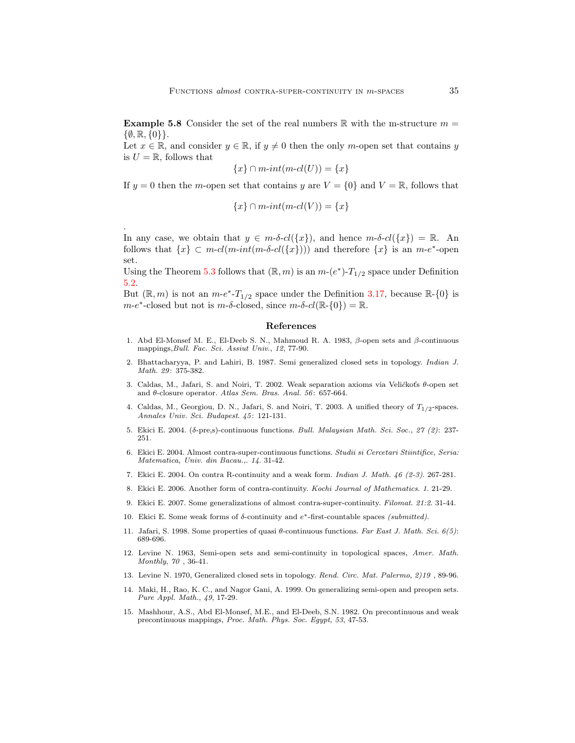**Example 5.8** Consider the set of the real numbers $\mathbb{R}$ with the m-structure $m = \{\emptyset, \mathbb{R}, \{0\}\}$.
Let $x \in \mathbb{R}$, and consider $y \in \mathbb{R}$, if $y \neq 0$ then the only $m$-open set that contains $y$ is $U = \mathbb{R}$, follows that

$$\{x\} \cap m\text{-}int(m\text{-}cl(U)) = \{x\}$$

If $y = 0$ then the $m$-open set that contains $y$ are $V = \{0\}$ and $V = \mathbb{R}$, follows that

$$\{x\} \cap m\text{-}int(m\text{-}cl(V)) = \{x\}$$

.
In any case, we obtain that $y \in m\text{-}\delta\text{-}cl(\{x\})$, and hence $m\text{-}\delta\text{-}cl(\{x\}) = \mathbb{R}$. An follows that $\{x\} \subset m\text{-}cl(m\text{-}int(m\text{-}\delta\text{-}cl(\{x\})))$ and therefore $\{x\}$ is an $m\text{-}e^*$-open set.
Using the Theorem 5.3 follows that $(\mathbb{R}, m)$ is an $m\text{-}(e^*)\text{-}T_{1/2}$ space under Definition 5.2.
But $(\mathbb{R}, m)$ is not an $m\text{-}e^*\text{-}T_{1/2}$ space under the Definition 3.17, because $\mathbb{R}\text{-}\{0\}$ is $m\text{-}e^*$-closed but not is $m\text{-}\delta$-closed, since $m\text{-}\delta\text{-}cl(\mathbb{R}\text{-}\{0\}) = \mathbb{R}$.

## References

1. Abd El-Monsef M. E., El-Deeb S. N., Mahmoud R. A. 1983, $\beta$-open sets and $\beta$-continuous mappings,*Bull. Fac. Sci. Assiut Univ.*, *12*, 77-90.
2. Bhattacharyya, P. and Lahiri, B. 1987. Semi generalized closed sets in topology. *Indian J. Math. 29*: 375-382.
3. Caldas, M., Jafari, S. and Noiri, T. 2002. Weak separation axioms via Veličkoťs $\theta$-open set and $\theta$-closure operator. *Atlas Sem. Bras. Anal. 56*: 657-664.
4. Caldas, M., Georgiou, D. N., Jafari, S. and Noiri, T. 2003. A unified theory of $T_{1/2}$-spaces. *Annales Univ. Sci. Budapest. 45*: 121-131.
5. Ekici E. 2004. ($\delta$-pre,s)-continuous functions. *Bull. Malaysian Math. Sci. Soc., 27 (2)*: 237-251.
6. Ekici E. 2004. Almost contra-super-continuous functions. *Studii si Cercetari Stiintifice, Seria: Matematica, Univ. din Bacau.,. 14*. 31-42.
7. Ekici E. 2004. On contra R-continuity and a weak form. *Indian J. Math. 46 (2-3)*. 267-281.
8. Ekici E. 2006. Another form of contra-continuity. *Kochi Journal of Mathematics. 1*. 21-29.
9. Ekici E. 2007. Some generalizations of almost contra-super-continuity. *Filomat. 21:2*. 31-44.
10. Ekici E. Some weak forms of $\delta$-continuity and $e^*$-first-countable spaces *(submitted)*.
11. Jafari, S. 1998. Some properties of quasi $\theta$-continuous functions. *Far East J. Math. Sci. 6(5)*: 689-696.
12. Levine N. 1963, Semi-open sets and semi-continuity in topological spaces, *Amer. Math. Monthly*, *70* , 36-41.
13. Levine N. 1970, Generalized closed sets in topology. *Rend. Circ. Mat. Palermo*, *2)19* , 89-96.
14. Maki, H., Rao, K. C., and Nagor Gani, A. 1999. On generalizing semi-open and preopen sets. *Pure Appl. Math.*, *49*, 17-29.
15. Mashhour, A.S., Abd El-Monsef, M.E., and El-Deeb, S.N. 1982. On precontinuous and weak precontinuous mappings, *Proc. Math. Phys. Soc. Egypt*, *53*, 47-53.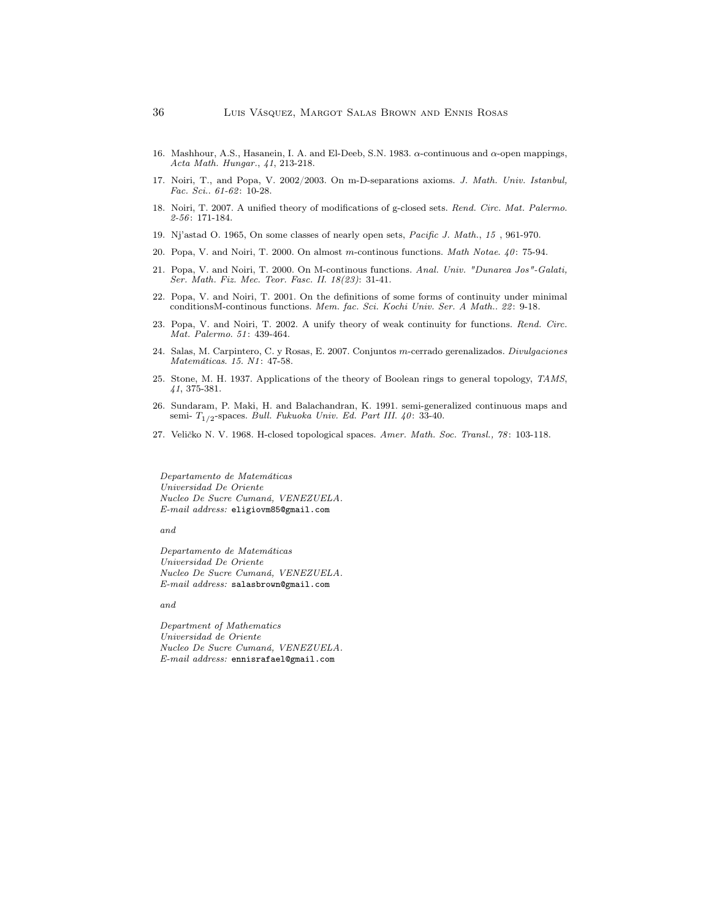16. Mashhour, A.S., Hasanein, I. A. and El-Deeb, S.N. 1983. $\alpha$-continuous and $\alpha$-open mappings, *Acta Math. Hungar.*, *41*, 213-218.

17. Noiri, T., and Popa, V. 2002/2003. On m-D-separations axioms. *J. Math. Univ. Istanbul, Fac. Sci.. 61-62*: 10-28.

18. Noiri, T. 2007. A unified theory of modifications of g-closed sets. *Rend. Circ. Mat. Palermo. 2-56*: 171-184.

19. Nj'astad O. 1965, On some classes of nearly open sets, *Pacific J. Math.*, *15* , 961-970.

20. Popa, V. and Noiri, T. 2000. On almost $m$-continous functions. *Math Notae. 40*: 75-94.

21. Popa, V. and Noiri, T. 2000. On M-continous functions. *Anal. Univ. "Dunarea Jos"-Galati, Ser. Math. Fiz. Mec. Teor. Fasc. II. 18(23)*: 31-41.

22. Popa, V. and Noiri, T. 2001. On the definitions of some forms of continuity under minimal conditionsM-continous functions. *Mem. fac. Sci. Kochi Univ. Ser. A Math.. 22*: 9-18.

23. Popa, V. and Noiri, T. 2002. A unify theory of weak continuity for functions. *Rend. Circ. Mat. Palermo. 51*: 439-464.

24. Salas, M. Carpintero, C. y Rosas, E. 2007. Conjuntos $m$-cerrado gerenalizados. *Divulgaciones Matemáticas. 15. N1*: 47-58.

25. Stone, M. H. 1937. Applications of the theory of Boolean rings to general topology, *TAMS*, *41*, 375-381.

26. Sundaram, P. Maki, H. and Balachandran, K. 1991. semi-generalized continuous maps and semi- $T_{1/2}$-spaces. *Bull. Fukuoka Univ. Ed. Part III. 40*: 33-40.

27. Veličko N. V. 1968. H-closed topological spaces. *Amer. Math. Soc. Transl., 78*: 103-118.

*Departamento de Matemáticas*
*Universidad De Oriente*
*Nucleo De Sucre Cumaná, VENEZUELA.*
*E-mail address:* eligiovm85@gmail.com

*and*

*Departamento de Matemáticas*
*Universidad De Oriente*
*Nucleo De Sucre Cumaná, VENEZUELA.*
*E-mail address:* salasbrown@gmail.com

*and*

*Department of Mathematics*
*Universidad de Oriente*
*Nucleo De Sucre Cumaná, VENEZUELA.*
*E-mail address:* ennisrafael@gmail.com